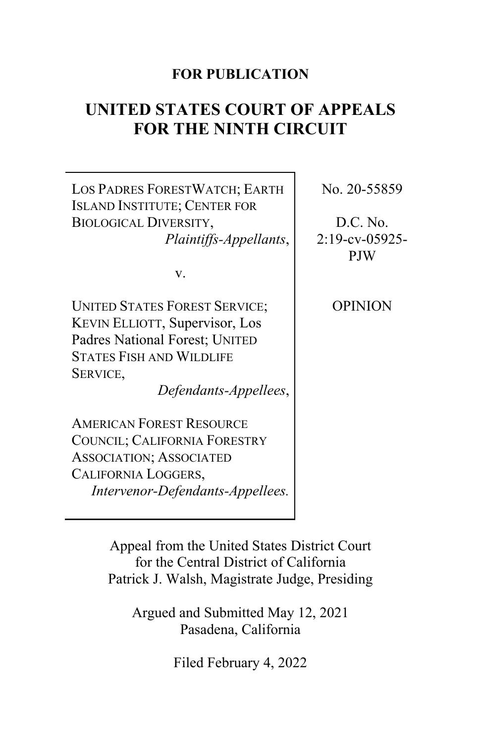**FOR PUBLICATION**

# UNITED STATES COURT OF APPEALS FOR THE NINTH CIRCUIT

| | |
|---|---|
| LOS PADRES FORESTWATCH; EARTH ISLAND INSTITUTE; CENTER FOR BIOLOGICAL DIVERSITY, *Plaintiffs-Appellants*, | No. 20-55859 |
| v. | D.C. No. 2:19-cv-05925-PJW |
| UNITED STATES FOREST SERVICE; KEVIN ELLIOTT, Supervisor, Los Padres National Forest; UNITED STATES FISH AND WILDLIFE SERVICE, *Defendants-Appellees*, | OPINION |
| AMERICAN FOREST RESOURCE COUNCIL; CALIFORNIA FORESTRY ASSOCIATION; ASSOCIATED CALIFORNIA LOGGERS, *Intervenor-Defendants-Appellees.* | |

Appeal from the United States District Court for the Central District of California
Patrick J. Walsh, Magistrate Judge, Presiding

Argued and Submitted May 12, 2021
Pasadena, California

Filed February 4, 2022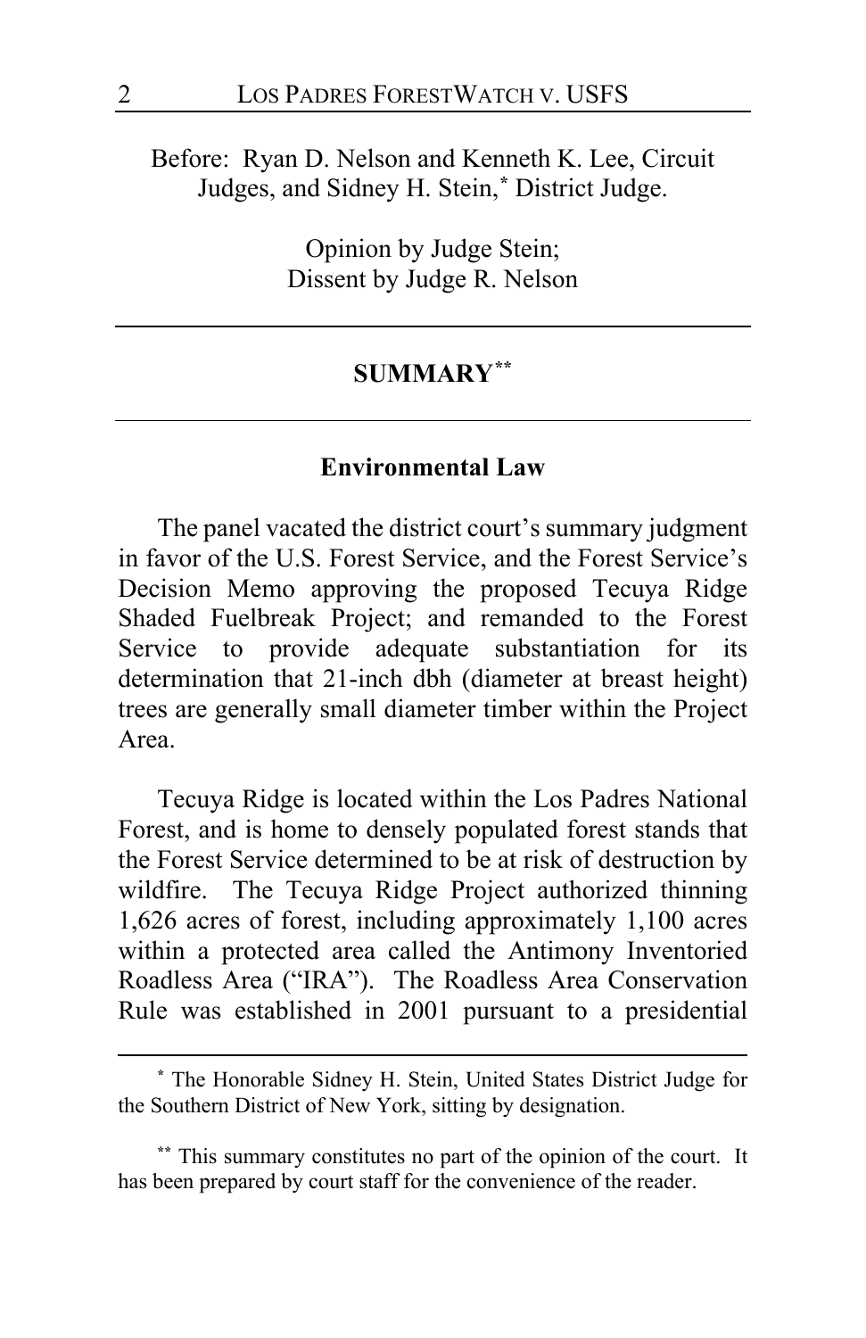Before: Ryan D. Nelson and Kenneth K. Lee, Circuit Judges, and Sidney H. Stein,[*] District Judge.

Opinion by Judge Stein;
Dissent by Judge R. Nelson

---

## SUMMARY[**]

---

### Environmental Law

The panel vacated the district court's summary judgment in favor of the U.S. Forest Service, and the Forest Service's Decision Memo approving the proposed Tecuya Ridge Shaded Fuelbreak Project; and remanded to the Forest Service to provide adequate substantiation for its determination that 21-inch dbh (diameter at breast height) trees are generally small diameter timber within the Project Area.

Tecuya Ridge is located within the Los Padres National Forest, and is home to densely populated forest stands that the Forest Service determined to be at risk of destruction by wildfire. The Tecuya Ridge Project authorized thinning 1,626 acres of forest, including approximately 1,100 acres within a protected area called the Antimony Inventoried Roadless Area ("IRA"). The Roadless Area Conservation Rule was established in 2001 pursuant to a presidential

---

[*] The Honorable Sidney H. Stein, United States District Judge for the Southern District of New York, sitting by designation.

[**] This summary constitutes no part of the opinion of the court. It has been prepared by court staff for the convenience of the reader.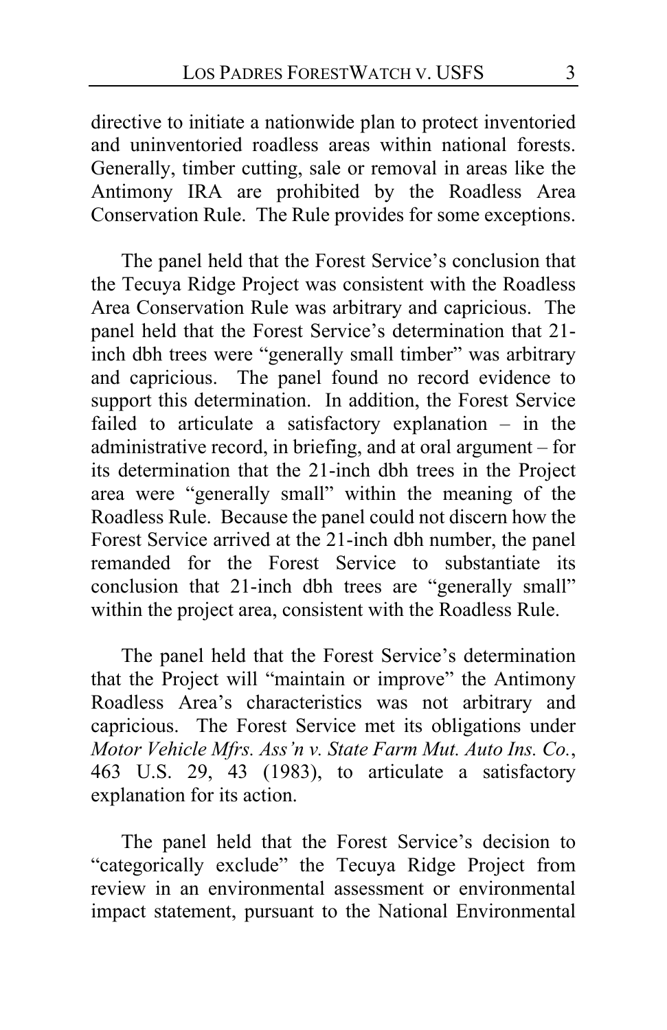directive to initiate a nationwide plan to protect inventoried and uninventoried roadless areas within national forests. Generally, timber cutting, sale or removal in areas like the Antimony IRA are prohibited by the Roadless Area Conservation Rule. The Rule provides for some exceptions.

The panel held that the Forest Service's conclusion that the Tecuya Ridge Project was consistent with the Roadless Area Conservation Rule was arbitrary and capricious. The panel held that the Forest Service's determination that 21-inch dbh trees were "generally small timber" was arbitrary and capricious. The panel found no record evidence to support this determination. In addition, the Forest Service failed to articulate a satisfactory explanation – in the administrative record, in briefing, and at oral argument – for its determination that the 21-inch dbh trees in the Project area were "generally small" within the meaning of the Roadless Rule. Because the panel could not discern how the Forest Service arrived at the 21-inch dbh number, the panel remanded for the Forest Service to substantiate its conclusion that 21-inch dbh trees are "generally small" within the project area, consistent with the Roadless Rule.

The panel held that the Forest Service's determination that the Project will "maintain or improve" the Antimony Roadless Area's characteristics was not arbitrary and capricious. The Forest Service met its obligations under *Motor Vehicle Mfrs. Ass'n v. State Farm Mut. Auto Ins. Co.*, 463 U.S. 29, 43 (1983), to articulate a satisfactory explanation for its action.

The panel held that the Forest Service's decision to "categorically exclude" the Tecuya Ridge Project from review in an environmental assessment or environmental impact statement, pursuant to the National Environmental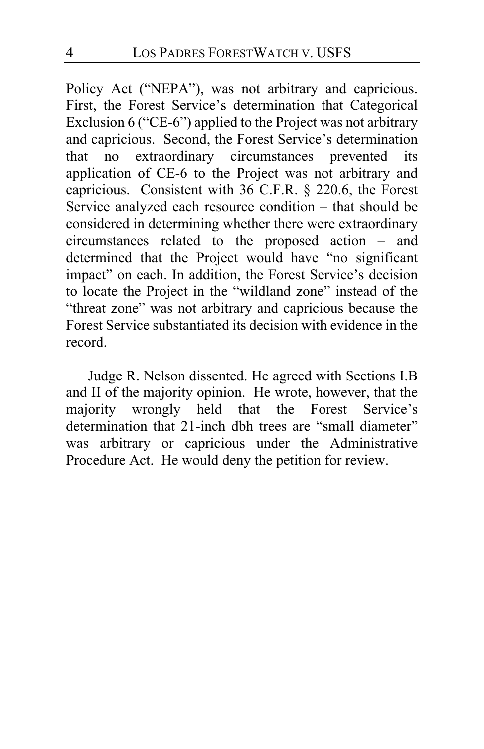Policy Act ("NEPA"), was not arbitrary and capricious. First, the Forest Service's determination that Categorical Exclusion 6 ("CE-6") applied to the Project was not arbitrary and capricious. Second, the Forest Service's determination that no extraordinary circumstances prevented its application of CE-6 to the Project was not arbitrary and capricious. Consistent with 36 C.F.R. § 220.6, the Forest Service analyzed each resource condition – that should be considered in determining whether there were extraordinary circumstances related to the proposed action – and determined that the Project would have "no significant impact" on each. In addition, the Forest Service's decision to locate the Project in the "wildland zone" instead of the "threat zone" was not arbitrary and capricious because the Forest Service substantiated its decision with evidence in the record.

Judge R. Nelson dissented. He agreed with Sections I.B and II of the majority opinion. He wrote, however, that the majority wrongly held that the Forest Service's determination that 21-inch dbh trees are "small diameter" was arbitrary or capricious under the Administrative Procedure Act. He would deny the petition for review.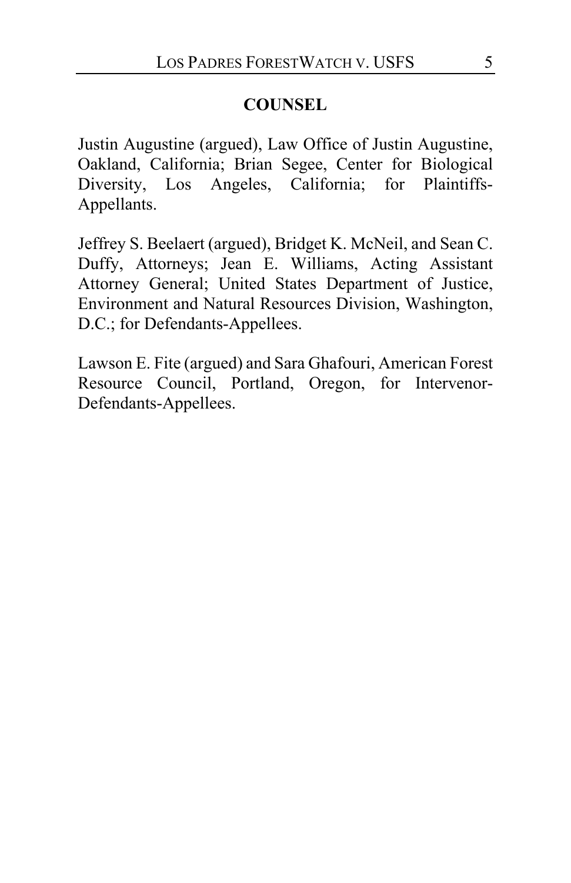## COUNSEL

Justin Augustine (argued), Law Office of Justin Augustine, Oakland, California; Brian Segee, Center for Biological Diversity, Los Angeles, California; for Plaintiffs-Appellants.

Jeffrey S. Beelaert (argued), Bridget K. McNeil, and Sean C. Duffy, Attorneys; Jean E. Williams, Acting Assistant Attorney General; United States Department of Justice, Environment and Natural Resources Division, Washington, D.C.; for Defendants-Appellees.

Lawson E. Fite (argued) and Sara Ghafouri, American Forest Resource Council, Portland, Oregon, for Intervenor-Defendants-Appellees.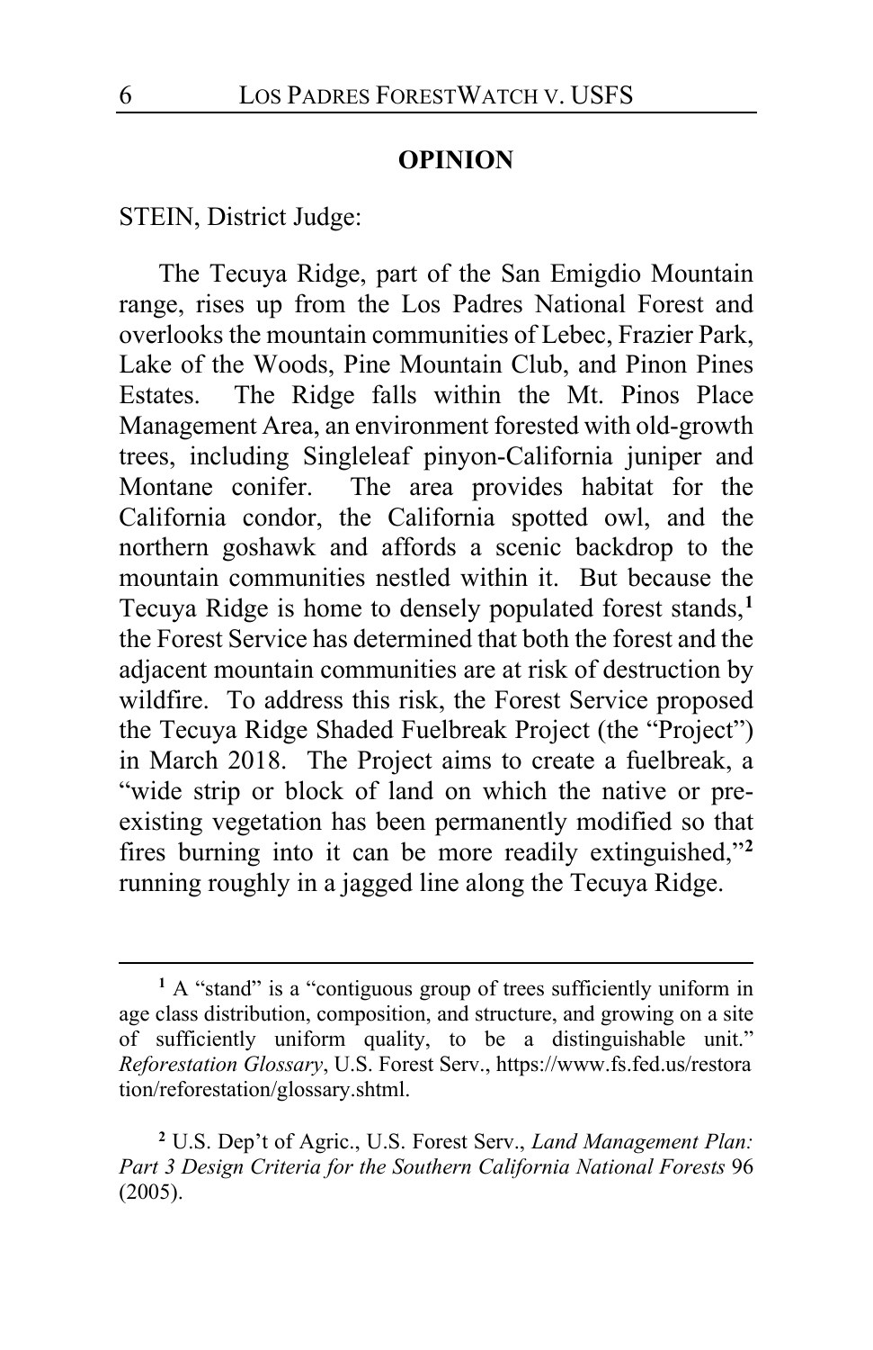**OPINION**

STEIN, District Judge:

The Tecuya Ridge, part of the San Emigdio Mountain range, rises up from the Los Padres National Forest and overlooks the mountain communities of Lebec, Frazier Park, Lake of the Woods, Pine Mountain Club, and Pinon Pines Estates. The Ridge falls within the Mt. Pinos Place Management Area, an environment forested with old-growth trees, including Singleleaf pinyon-California juniper and Montane conifer. The area provides habitat for the California condor, the California spotted owl, and the northern goshawk and affords a scenic backdrop to the mountain communities nestled within it. But because the Tecuya Ridge is home to densely populated forest stands,[1] the Forest Service has determined that both the forest and the adjacent mountain communities are at risk of destruction by wildfire. To address this risk, the Forest Service proposed the Tecuya Ridge Shaded Fuelbreak Project (the "Project") in March 2018. The Project aims to create a fuelbreak, a "wide strip or block of land on which the native or pre-existing vegetation has been permanently modified so that fires burning into it can be more readily extinguished,"[2] running roughly in a jagged line along the Tecuya Ridge.

---

[1] A "stand" is a "contiguous group of trees sufficiently uniform in age class distribution, composition, and structure, and growing on a site of sufficiently uniform quality, to be a distinguishable unit." *Reforestation Glossary*, U.S. Forest Serv., https://www.fs.fed.us/restoration/reforestation/glossary.shtml.

[2] U.S. Dep't of Agric., U.S. Forest Serv., *Land Management Plan: Part 3 Design Criteria for the Southern California National Forests* 96 (2005).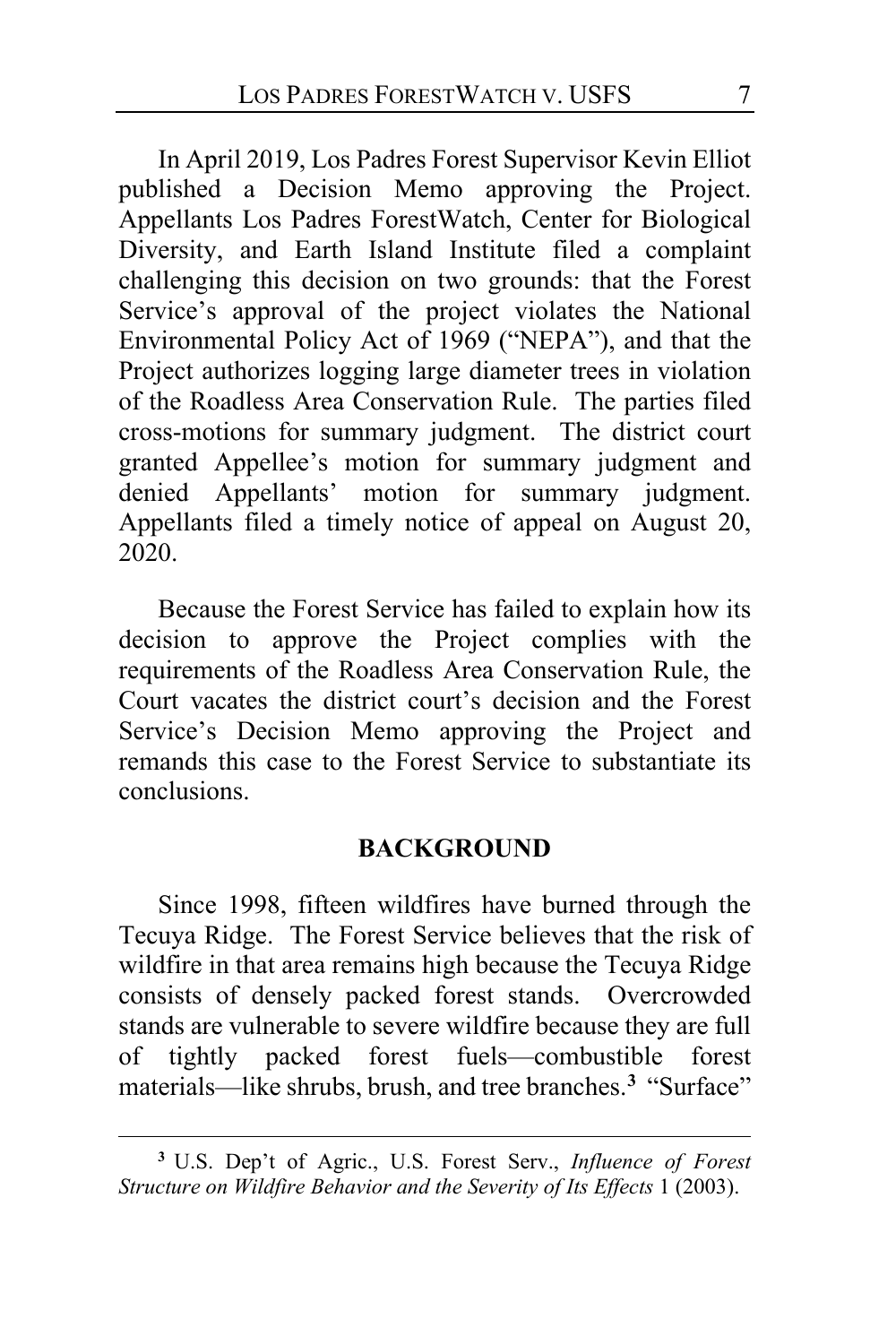In April 2019, Los Padres Forest Supervisor Kevin Elliot published a Decision Memo approving the Project. Appellants Los Padres ForestWatch, Center for Biological Diversity, and Earth Island Institute filed a complaint challenging this decision on two grounds: that the Forest Service's approval of the project violates the National Environmental Policy Act of 1969 ("NEPA"), and that the Project authorizes logging large diameter trees in violation of the Roadless Area Conservation Rule. The parties filed cross-motions for summary judgment. The district court granted Appellee's motion for summary judgment and denied Appellants' motion for summary judgment. Appellants filed a timely notice of appeal on August 20, 2020.

Because the Forest Service has failed to explain how its decision to approve the Project complies with the requirements of the Roadless Area Conservation Rule, the Court vacates the district court's decision and the Forest Service's Decision Memo approving the Project and remands this case to the Forest Service to substantiate its conclusions.

## BACKGROUND

Since 1998, fifteen wildfires have burned through the Tecuya Ridge. The Forest Service believes that the risk of wildfire in that area remains high because the Tecuya Ridge consists of densely packed forest stands. Overcrowded stands are vulnerable to severe wildfire because they are full of tightly packed forest fuels—combustible forest materials—like shrubs, brush, and tree branches.[3] "Surface"

---

[3] U.S. Dep't of Agric., U.S. Forest Serv., *Influence of Forest Structure on Wildfire Behavior and the Severity of Its Effects* 1 (2003).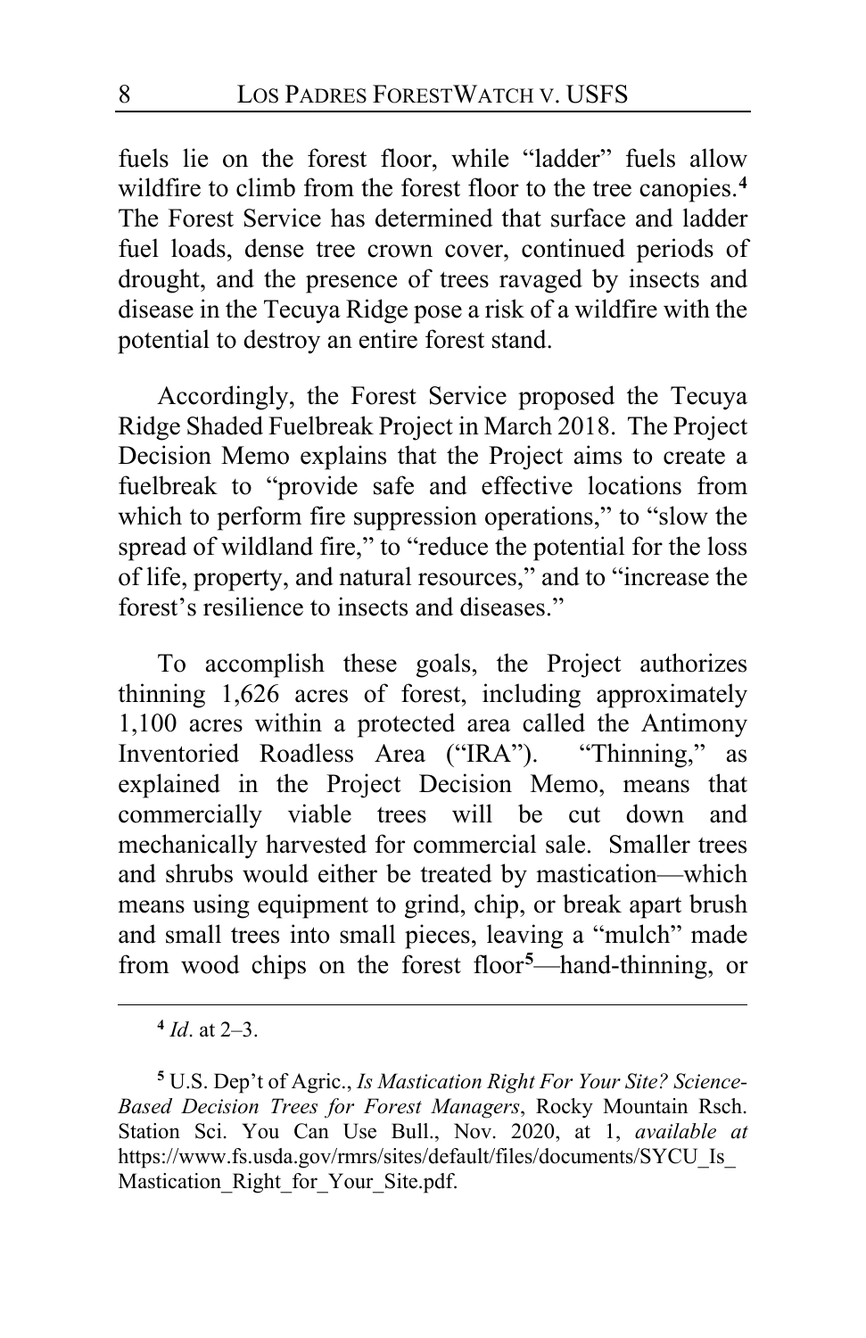fuels lie on the forest floor, while "ladder" fuels allow wildfire to climb from the forest floor to the tree canopies.[4] The Forest Service has determined that surface and ladder fuel loads, dense tree crown cover, continued periods of drought, and the presence of trees ravaged by insects and disease in the Tecuya Ridge pose a risk of a wildfire with the potential to destroy an entire forest stand.

Accordingly, the Forest Service proposed the Tecuya Ridge Shaded Fuelbreak Project in March 2018. The Project Decision Memo explains that the Project aims to create a fuelbreak to "provide safe and effective locations from which to perform fire suppression operations," to "slow the spread of wildland fire," to "reduce the potential for the loss of life, property, and natural resources," and to "increase the forest's resilience to insects and diseases."

To accomplish these goals, the Project authorizes thinning 1,626 acres of forest, including approximately 1,100 acres within a protected area called the Antimony Inventoried Roadless Area ("IRA"). "Thinning," as explained in the Project Decision Memo, means that commercially viable trees will be cut down and mechanically harvested for commercial sale. Smaller trees and shrubs would either be treated by mastication—which means using equipment to grind, chip, or break apart brush and small trees into small pieces, leaving a "mulch" made from wood chips on the forest floor[5]—hand-thinning, or

---

[4] *Id*. at 2–3.

[5] U.S. Dep't of Agric., *Is Mastication Right For Your Site? Science-Based Decision Trees for Forest Managers*, Rocky Mountain Rsch. Station Sci. You Can Use Bull., Nov. 2020, at 1, *available at* https://www.fs.usda.gov/rmrs/sites/default/files/documents/SYCU_Is_Mastication_Right_for_Your_Site.pdf.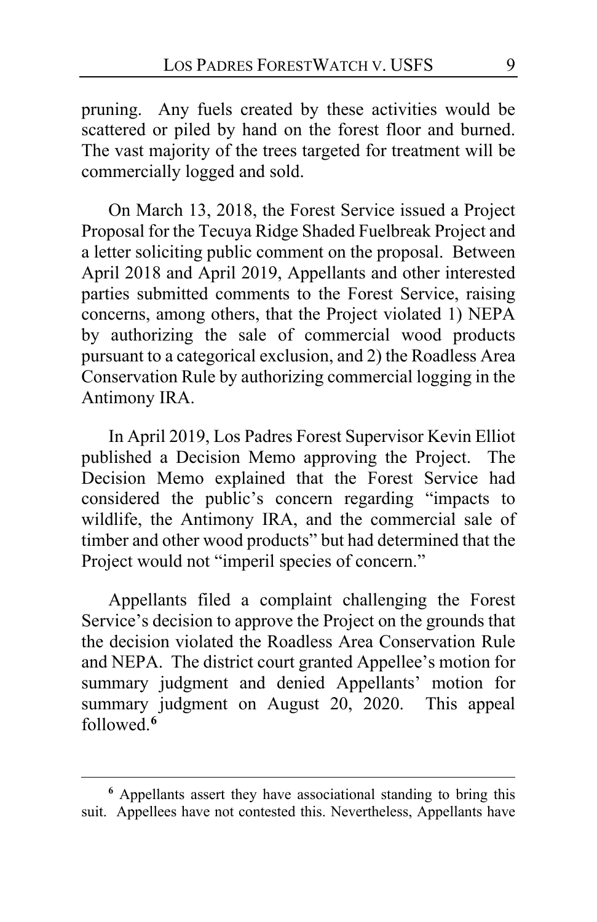pruning. Any fuels created by these activities would be scattered or piled by hand on the forest floor and burned. The vast majority of the trees targeted for treatment will be commercially logged and sold.

On March 13, 2018, the Forest Service issued a Project Proposal for the Tecuya Ridge Shaded Fuelbreak Project and a letter soliciting public comment on the proposal. Between April 2018 and April 2019, Appellants and other interested parties submitted comments to the Forest Service, raising concerns, among others, that the Project violated 1) NEPA by authorizing the sale of commercial wood products pursuant to a categorical exclusion, and 2) the Roadless Area Conservation Rule by authorizing commercial logging in the Antimony IRA.

In April 2019, Los Padres Forest Supervisor Kevin Elliot published a Decision Memo approving the Project. The Decision Memo explained that the Forest Service had considered the public's concern regarding "impacts to wildlife, the Antimony IRA, and the commercial sale of timber and other wood products" but had determined that the Project would not "imperil species of concern."

Appellants filed a complaint challenging the Forest Service's decision to approve the Project on the grounds that the decision violated the Roadless Area Conservation Rule and NEPA. The district court granted Appellee's motion for summary judgment and denied Appellants' motion for summary judgment on August 20, 2020. This appeal followed.[6]

[6] Appellants assert they have associational standing to bring this suit. Appellees have not contested this. Nevertheless, Appellants have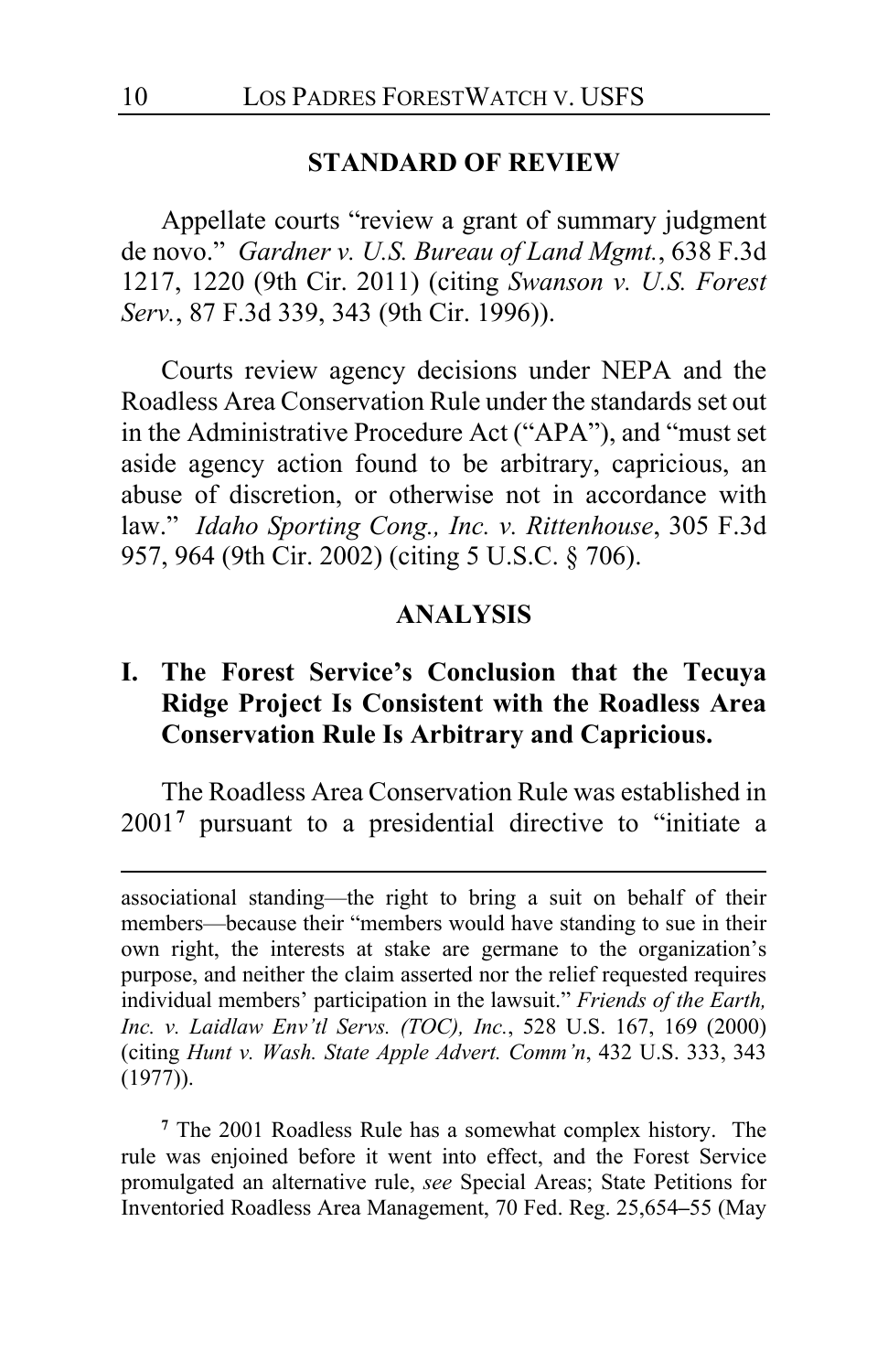## STANDARD OF REVIEW

Appellate courts "review a grant of summary judgment de novo." *Gardner v. U.S. Bureau of Land Mgmt.*, 638 F.3d 1217, 1220 (9th Cir. 2011) (citing *Swanson v. U.S. Forest Serv.*, 87 F.3d 339, 343 (9th Cir. 1996)).

Courts review agency decisions under NEPA and the Roadless Area Conservation Rule under the standards set out in the Administrative Procedure Act ("APA"), and "must set aside agency action found to be arbitrary, capricious, an abuse of discretion, or otherwise not in accordance with law." *Idaho Sporting Cong., Inc. v. Rittenhouse*, 305 F.3d 957, 964 (9th Cir. 2002) (citing 5 U.S.C. § 706).

## ANALYSIS

### I. The Forest Service's Conclusion that the Tecuya Ridge Project Is Consistent with the Roadless Area Conservation Rule Is Arbitrary and Capricious.

The Roadless Area Conservation Rule was established in 2001[7] pursuant to a presidential directive to "initiate a

---

associational standing—the right to bring a suit on behalf of their members—because their "members would have standing to sue in their own right, the interests at stake are germane to the organization's purpose, and neither the claim asserted nor the relief requested requires individual members' participation in the lawsuit." *Friends of the Earth, Inc. v. Laidlaw Env'tl Servs. (TOC), Inc.*, 528 U.S. 167, 169 (2000) (citing *Hunt v. Wash. State Apple Advert. Comm'n*, 432 U.S. 333, 343 (1977)).

[7] The 2001 Roadless Rule has a somewhat complex history. The rule was enjoined before it went into effect, and the Forest Service promulgated an alternative rule, *see* Special Areas; State Petitions for Inventoried Roadless Area Management, 70 Fed. Reg. 25,654–55 (May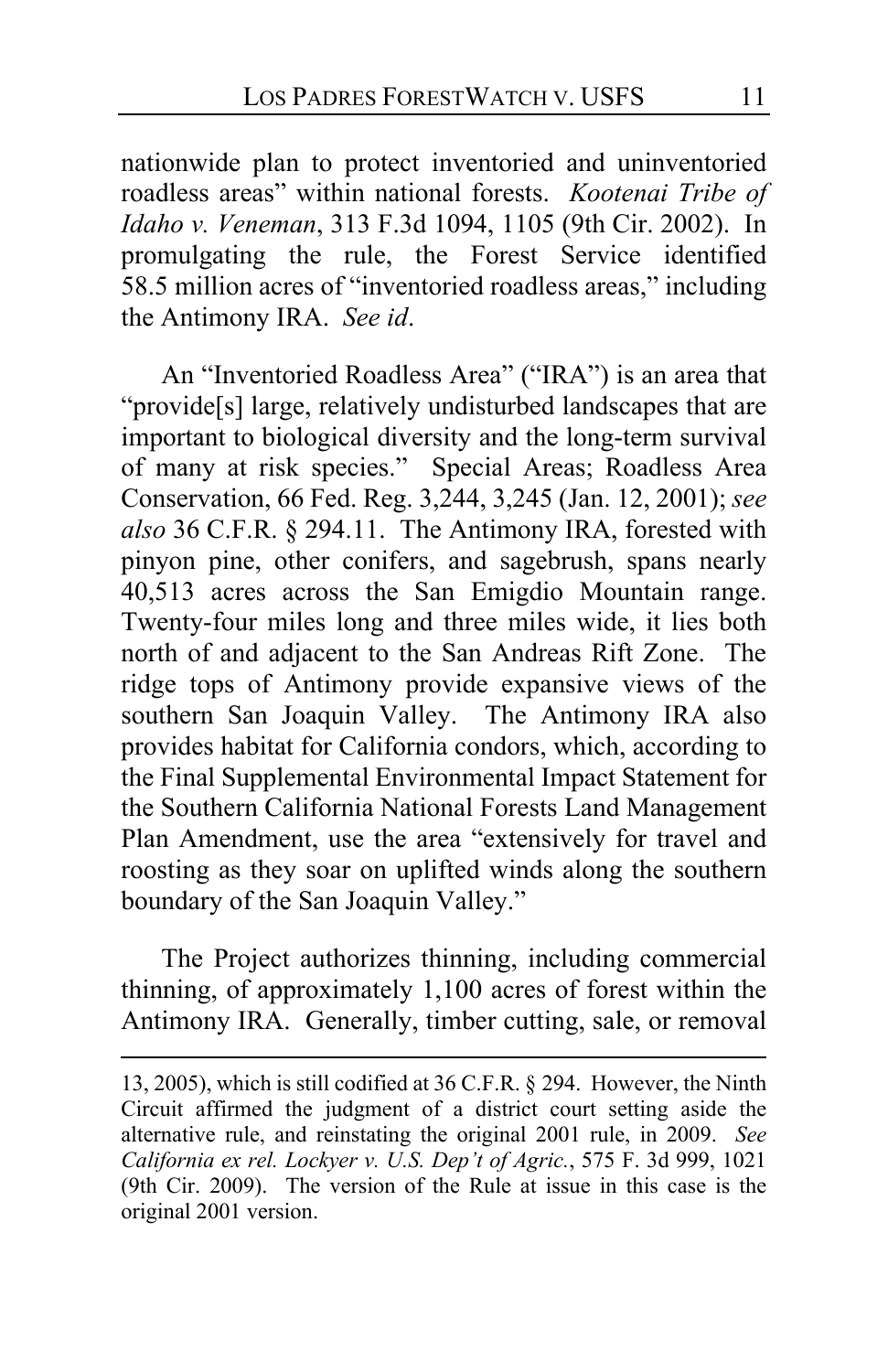nationwide plan to protect inventoried and uninventoried roadless areas" within national forests. *Kootenai Tribe of Idaho v. Veneman*, 313 F.3d 1094, 1105 (9th Cir. 2002). In promulgating the rule, the Forest Service identified 58.5 million acres of "inventoried roadless areas," including the Antimony IRA. *See id*.

An "Inventoried Roadless Area" ("IRA") is an area that "provide[s] large, relatively undisturbed landscapes that are important to biological diversity and the long-term survival of many at risk species." Special Areas; Roadless Area Conservation, 66 Fed. Reg. 3,244, 3,245 (Jan. 12, 2001); *see also* 36 C.F.R. § 294.11. The Antimony IRA, forested with pinyon pine, other conifers, and sagebrush, spans nearly 40,513 acres across the San Emigdio Mountain range. Twenty-four miles long and three miles wide, it lies both north of and adjacent to the San Andreas Rift Zone. The ridge tops of Antimony provide expansive views of the southern San Joaquin Valley. The Antimony IRA also provides habitat for California condors, which, according to the Final Supplemental Environmental Impact Statement for the Southern California National Forests Land Management Plan Amendment, use the area "extensively for travel and roosting as they soar on uplifted winds along the southern boundary of the San Joaquin Valley."

The Project authorizes thinning, including commercial thinning, of approximately 1,100 acres of forest within the Antimony IRA. Generally, timber cutting, sale, or removal

---

13, 2005), which is still codified at 36 C.F.R. § 294. However, the Ninth Circuit affirmed the judgment of a district court setting aside the alternative rule, and reinstating the original 2001 rule, in 2009. *See California ex rel. Lockyer v. U.S. Dep't of Agric.*, 575 F. 3d 999, 1021 (9th Cir. 2009). The version of the Rule at issue in this case is the original 2001 version.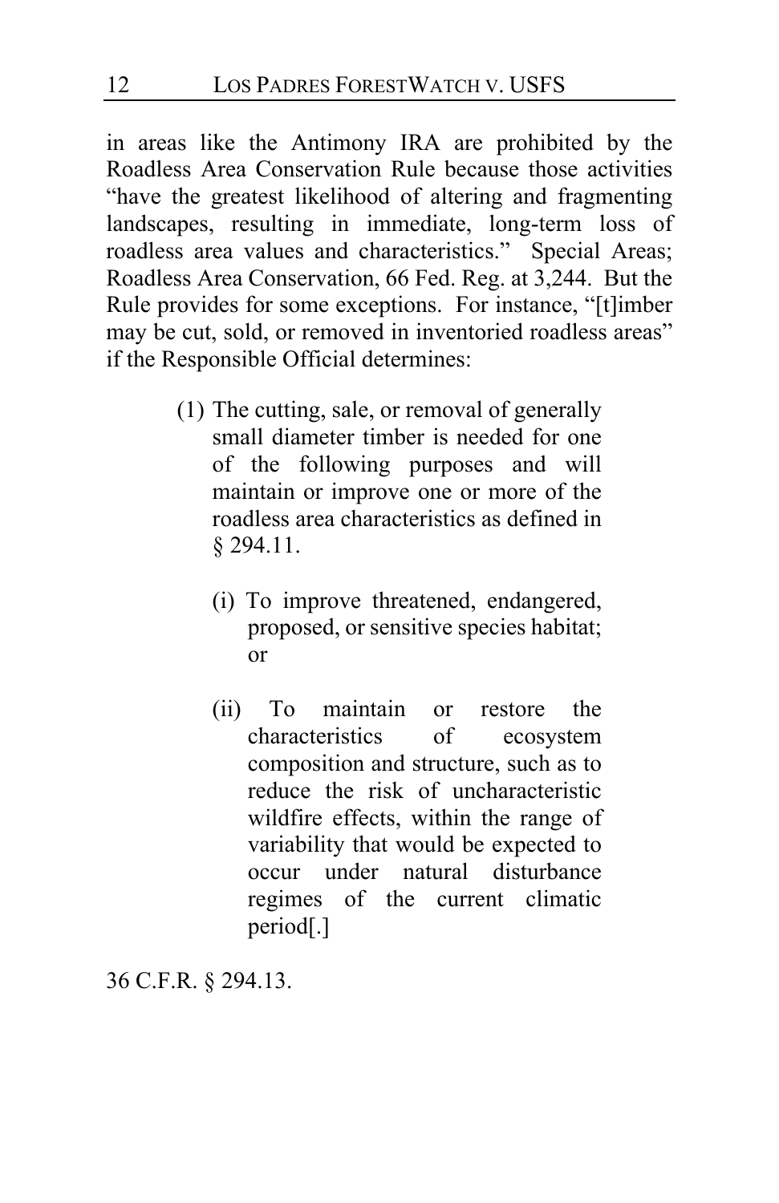in areas like the Antimony IRA are prohibited by the Roadless Area Conservation Rule because those activities "have the greatest likelihood of altering and fragmenting landscapes, resulting in immediate, long-term loss of roadless area values and characteristics." Special Areas; Roadless Area Conservation, 66 Fed. Reg. at 3,244. But the Rule provides for some exceptions. For instance, "[t]imber may be cut, sold, or removed in inventoried roadless areas" if the Responsible Official determines:

> (1) The cutting, sale, or removal of generally small diameter timber is needed for one of the following purposes and will maintain or improve one or more of the roadless area characteristics as defined in § 294.11.
>
> (i) To improve threatened, endangered, proposed, or sensitive species habitat; or
>
> (ii) To maintain or restore the characteristics of ecosystem composition and structure, such as to reduce the risk of uncharacteristic wildfire effects, within the range of variability that would be expected to occur under natural disturbance regimes of the current climatic period[.]

36 C.F.R. § 294.13.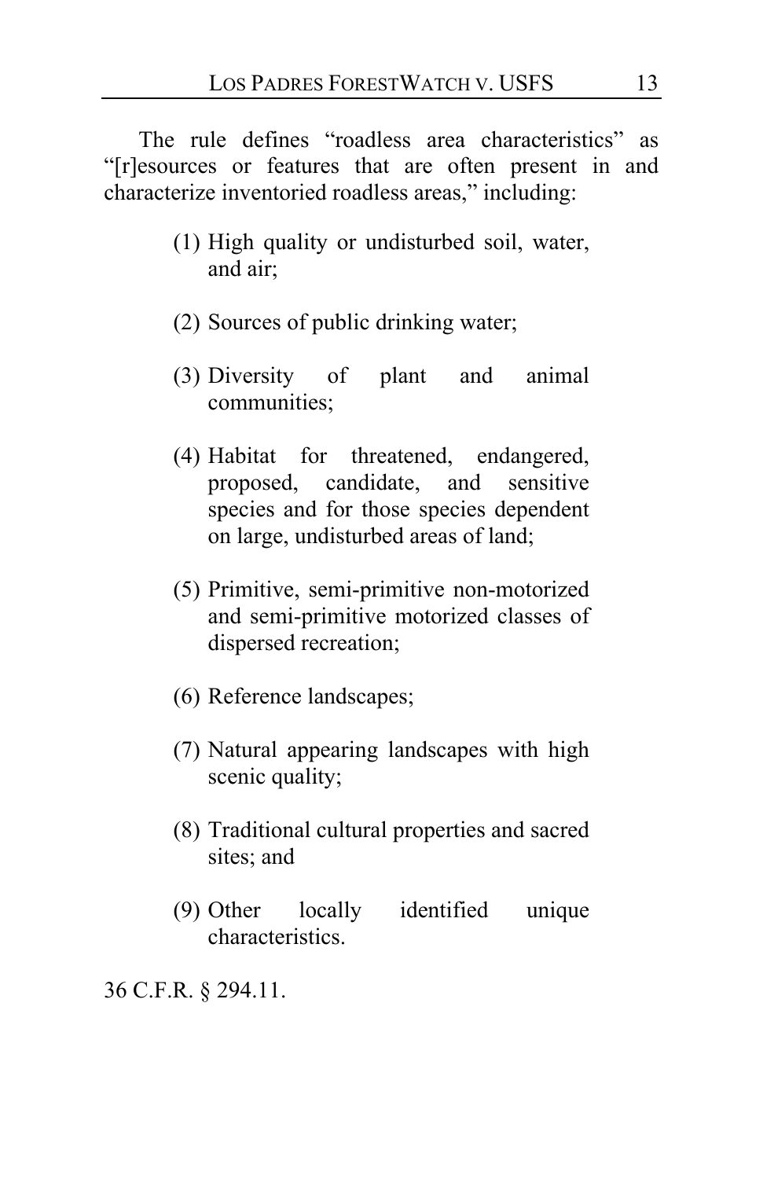The rule defines "roadless area characteristics" as "[r]esources or features that are often present in and characterize inventoried roadless areas," including:

> (1) High quality or undisturbed soil, water, and air;
>
> (2) Sources of public drinking water;
>
> (3) Diversity of plant and animal communities;
>
> (4) Habitat for threatened, endangered, proposed, candidate, and sensitive species and for those species dependent on large, undisturbed areas of land;
>
> (5) Primitive, semi-primitive non-motorized and semi-primitive motorized classes of dispersed recreation;
>
> (6) Reference landscapes;
>
> (7) Natural appearing landscapes with high scenic quality;
>
> (8) Traditional cultural properties and sacred sites; and
>
> (9) Other locally identified unique characteristics.

36 C.F.R. § 294.11.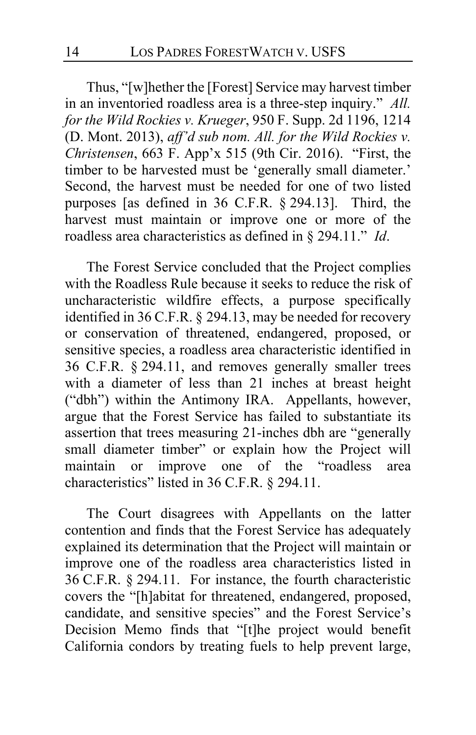Thus, "[w]hether the [Forest] Service may harvest timber in an inventoried roadless area is a three-step inquiry." *All. for the Wild Rockies v. Krueger*, 950 F. Supp. 2d 1196, 1214 (D. Mont. 2013), *aff'd sub nom. All. for the Wild Rockies v. Christensen*, 663 F. App'x 515 (9th Cir. 2016). "First, the timber to be harvested must be 'generally small diameter.' Second, the harvest must be needed for one of two listed purposes [as defined in 36 C.F.R. § 294.13]. Third, the harvest must maintain or improve one or more of the roadless area characteristics as defined in § 294.11." *Id*.

The Forest Service concluded that the Project complies with the Roadless Rule because it seeks to reduce the risk of uncharacteristic wildfire effects, a purpose specifically identified in 36 C.F.R. § 294.13, may be needed for recovery or conservation of threatened, endangered, proposed, or sensitive species, a roadless area characteristic identified in 36 C.F.R. § 294.11, and removes generally smaller trees with a diameter of less than 21 inches at breast height ("dbh") within the Antimony IRA. Appellants, however, argue that the Forest Service has failed to substantiate its assertion that trees measuring 21-inches dbh are "generally small diameter timber" or explain how the Project will maintain or improve one of the "roadless area characteristics" listed in 36 C.F.R. § 294.11.

The Court disagrees with Appellants on the latter contention and finds that the Forest Service has adequately explained its determination that the Project will maintain or improve one of the roadless area characteristics listed in 36 C.F.R. § 294.11. For instance, the fourth characteristic covers the "[h]abitat for threatened, endangered, proposed, candidate, and sensitive species" and the Forest Service's Decision Memo finds that "[t]he project would benefit California condors by treating fuels to help prevent large,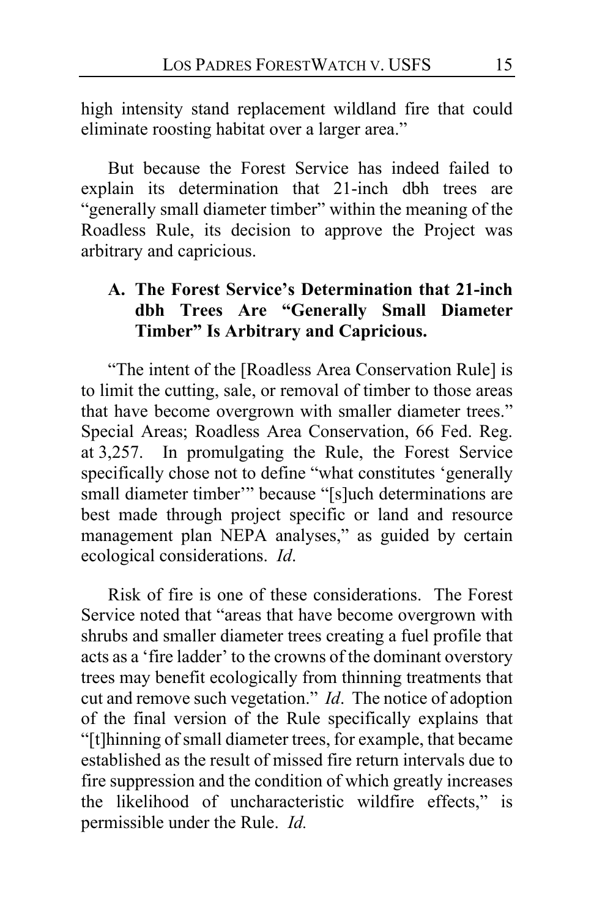high intensity stand replacement wildland fire that could eliminate roosting habitat over a larger area."

But because the Forest Service has indeed failed to explain its determination that 21-inch dbh trees are "generally small diameter timber" within the meaning of the Roadless Rule, its decision to approve the Project was arbitrary and capricious.

### A. The Forest Service's Determination that 21-inch dbh Trees Are "Generally Small Diameter Timber" Is Arbitrary and Capricious.

"The intent of the [Roadless Area Conservation Rule] is to limit the cutting, sale, or removal of timber to those areas that have become overgrown with smaller diameter trees." Special Areas; Roadless Area Conservation, 66 Fed. Reg. at 3,257. In promulgating the Rule, the Forest Service specifically chose not to define "what constitutes 'generally small diameter timber'" because "[s]uch determinations are best made through project specific or land and resource management plan NEPA analyses," as guided by certain ecological considerations. *Id*.

Risk of fire is one of these considerations. The Forest Service noted that "areas that have become overgrown with shrubs and smaller diameter trees creating a fuel profile that acts as a 'fire ladder' to the crowns of the dominant overstory trees may benefit ecologically from thinning treatments that cut and remove such vegetation." *Id*. The notice of adoption of the final version of the Rule specifically explains that "[t]hinning of small diameter trees, for example, that became established as the result of missed fire return intervals due to fire suppression and the condition of which greatly increases the likelihood of uncharacteristic wildfire effects," is permissible under the Rule. *Id.*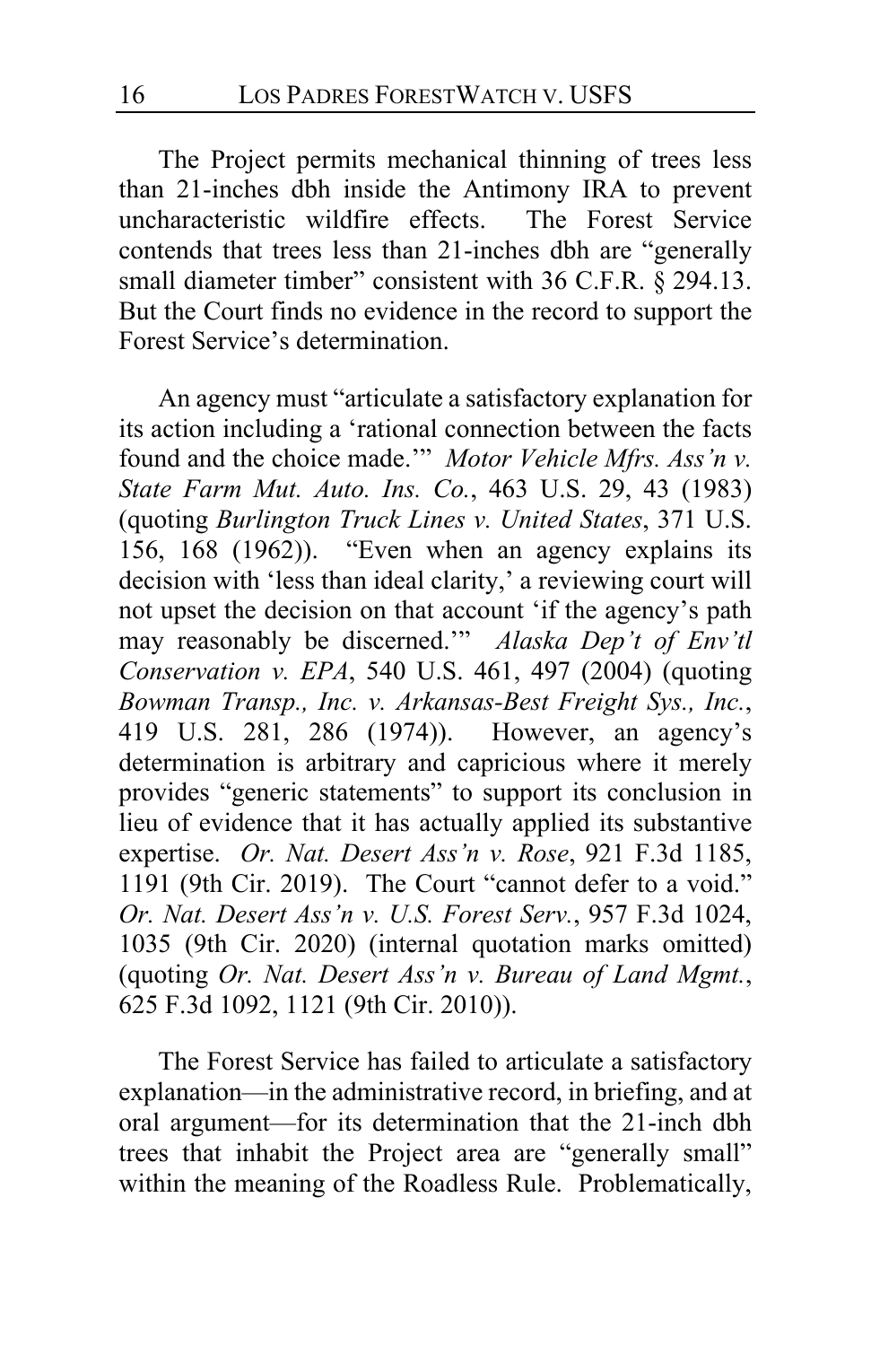The Project permits mechanical thinning of trees less than 21-inches dbh inside the Antimony IRA to prevent uncharacteristic wildfire effects. The Forest Service contends that trees less than 21-inches dbh are "generally small diameter timber" consistent with 36 C.F.R. § 294.13. But the Court finds no evidence in the record to support the Forest Service's determination.

An agency must "articulate a satisfactory explanation for its action including a 'rational connection between the facts found and the choice made.'" *Motor Vehicle Mfrs. Ass'n v. State Farm Mut. Auto. Ins. Co.*, 463 U.S. 29, 43 (1983) (quoting *Burlington Truck Lines v. United States*, 371 U.S. 156, 168 (1962)). "Even when an agency explains its decision with 'less than ideal clarity,' a reviewing court will not upset the decision on that account 'if the agency's path may reasonably be discerned.'" *Alaska Dep't of Env'tl Conservation v. EPA*, 540 U.S. 461, 497 (2004) (quoting *Bowman Transp., Inc. v. Arkansas-Best Freight Sys., Inc.*, 419 U.S. 281, 286 (1974)). However, an agency's determination is arbitrary and capricious where it merely provides "generic statements" to support its conclusion in lieu of evidence that it has actually applied its substantive expertise. *Or. Nat. Desert Ass'n v. Rose*, 921 F.3d 1185, 1191 (9th Cir. 2019). The Court "cannot defer to a void." *Or. Nat. Desert Ass'n v. U.S. Forest Serv.*, 957 F.3d 1024, 1035 (9th Cir. 2020) (internal quotation marks omitted) (quoting *Or. Nat. Desert Ass'n v. Bureau of Land Mgmt.*, 625 F.3d 1092, 1121 (9th Cir. 2010)).

The Forest Service has failed to articulate a satisfactory explanation—in the administrative record, in briefing, and at oral argument—for its determination that the 21-inch dbh trees that inhabit the Project area are "generally small" within the meaning of the Roadless Rule. Problematically,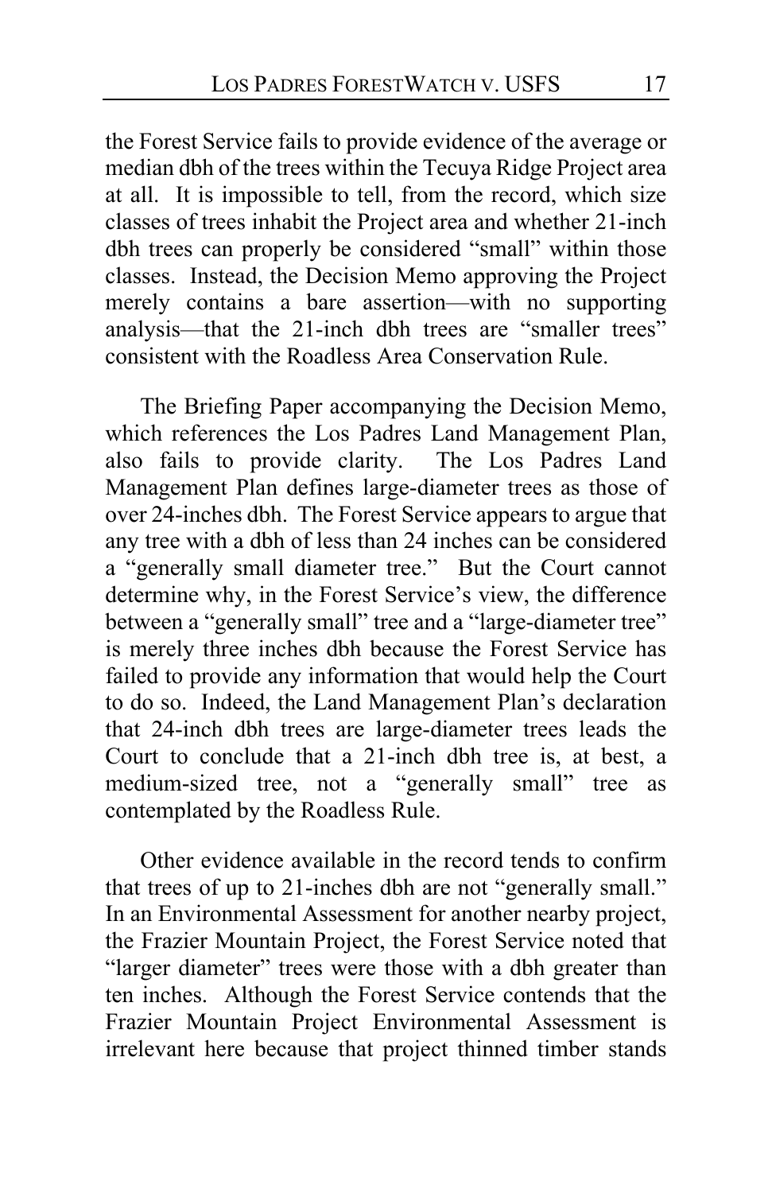the Forest Service fails to provide evidence of the average or median dbh of the trees within the Tecuya Ridge Project area at all. It is impossible to tell, from the record, which size classes of trees inhabit the Project area and whether 21-inch dbh trees can properly be considered "small" within those classes. Instead, the Decision Memo approving the Project merely contains a bare assertion—with no supporting analysis—that the 21-inch dbh trees are "smaller trees" consistent with the Roadless Area Conservation Rule.

The Briefing Paper accompanying the Decision Memo, which references the Los Padres Land Management Plan, also fails to provide clarity. The Los Padres Land Management Plan defines large-diameter trees as those of over 24-inches dbh. The Forest Service appears to argue that any tree with a dbh of less than 24 inches can be considered a "generally small diameter tree." But the Court cannot determine why, in the Forest Service's view, the difference between a "generally small" tree and a "large-diameter tree" is merely three inches dbh because the Forest Service has failed to provide any information that would help the Court to do so. Indeed, the Land Management Plan's declaration that 24-inch dbh trees are large-diameter trees leads the Court to conclude that a 21-inch dbh tree is, at best, a medium-sized tree, not a "generally small" tree as contemplated by the Roadless Rule.

Other evidence available in the record tends to confirm that trees of up to 21-inches dbh are not "generally small." In an Environmental Assessment for another nearby project, the Frazier Mountain Project, the Forest Service noted that "larger diameter" trees were those with a dbh greater than ten inches. Although the Forest Service contends that the Frazier Mountain Project Environmental Assessment is irrelevant here because that project thinned timber stands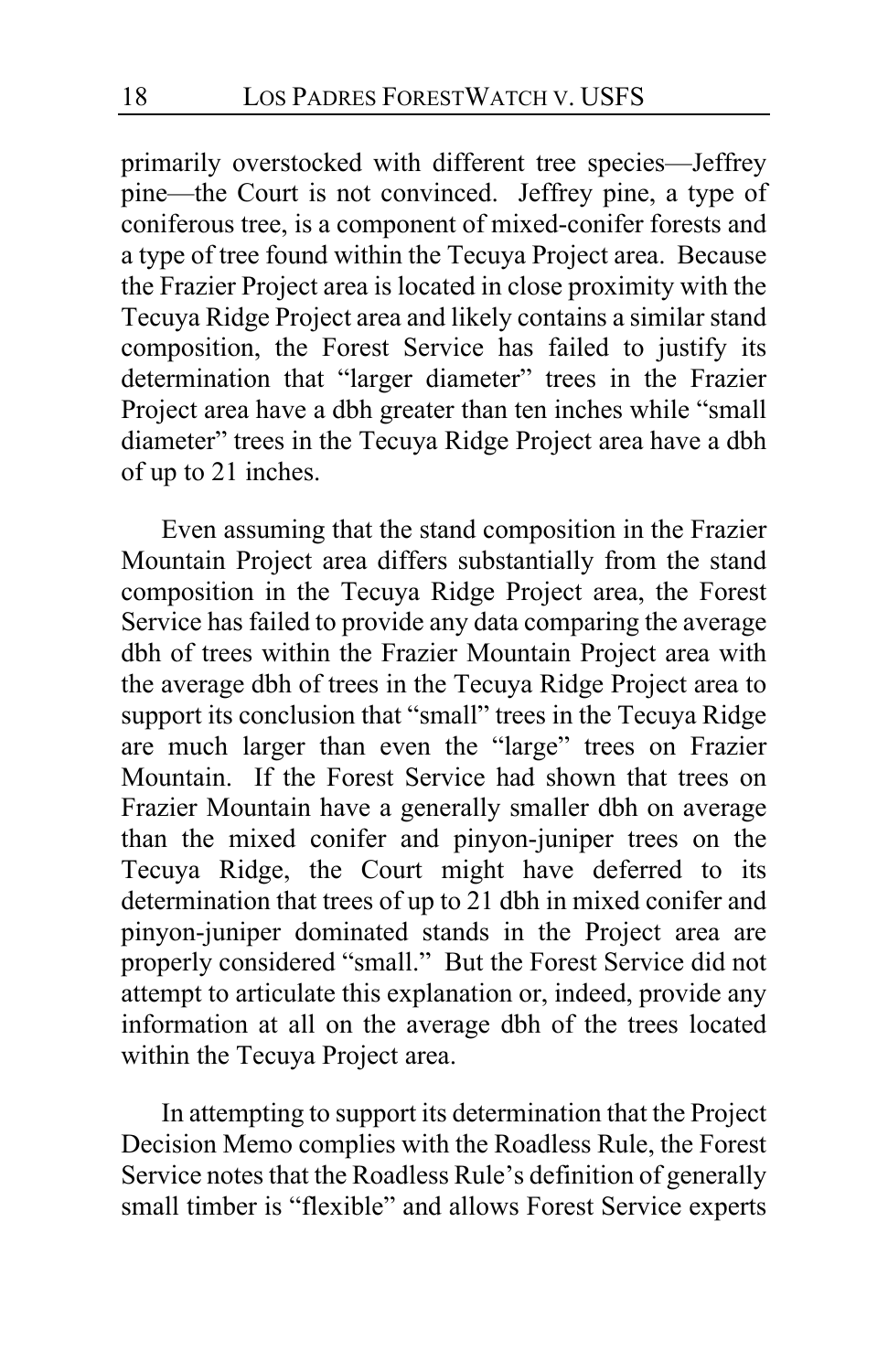primarily overstocked with different tree species—Jeffrey pine—the Court is not convinced. Jeffrey pine, a type of coniferous tree, is a component of mixed-conifer forests and a type of tree found within the Tecuya Project area. Because the Frazier Project area is located in close proximity with the Tecuya Ridge Project area and likely contains a similar stand composition, the Forest Service has failed to justify its determination that "larger diameter" trees in the Frazier Project area have a dbh greater than ten inches while "small diameter" trees in the Tecuya Ridge Project area have a dbh of up to 21 inches.

Even assuming that the stand composition in the Frazier Mountain Project area differs substantially from the stand composition in the Tecuya Ridge Project area, the Forest Service has failed to provide any data comparing the average dbh of trees within the Frazier Mountain Project area with the average dbh of trees in the Tecuya Ridge Project area to support its conclusion that "small" trees in the Tecuya Ridge are much larger than even the "large" trees on Frazier Mountain. If the Forest Service had shown that trees on Frazier Mountain have a generally smaller dbh on average than the mixed conifer and pinyon-juniper trees on the Tecuya Ridge, the Court might have deferred to its determination that trees of up to 21 dbh in mixed conifer and pinyon-juniper dominated stands in the Project area are properly considered "small." But the Forest Service did not attempt to articulate this explanation or, indeed, provide any information at all on the average dbh of the trees located within the Tecuya Project area.

In attempting to support its determination that the Project Decision Memo complies with the Roadless Rule, the Forest Service notes that the Roadless Rule's definition of generally small timber is "flexible" and allows Forest Service experts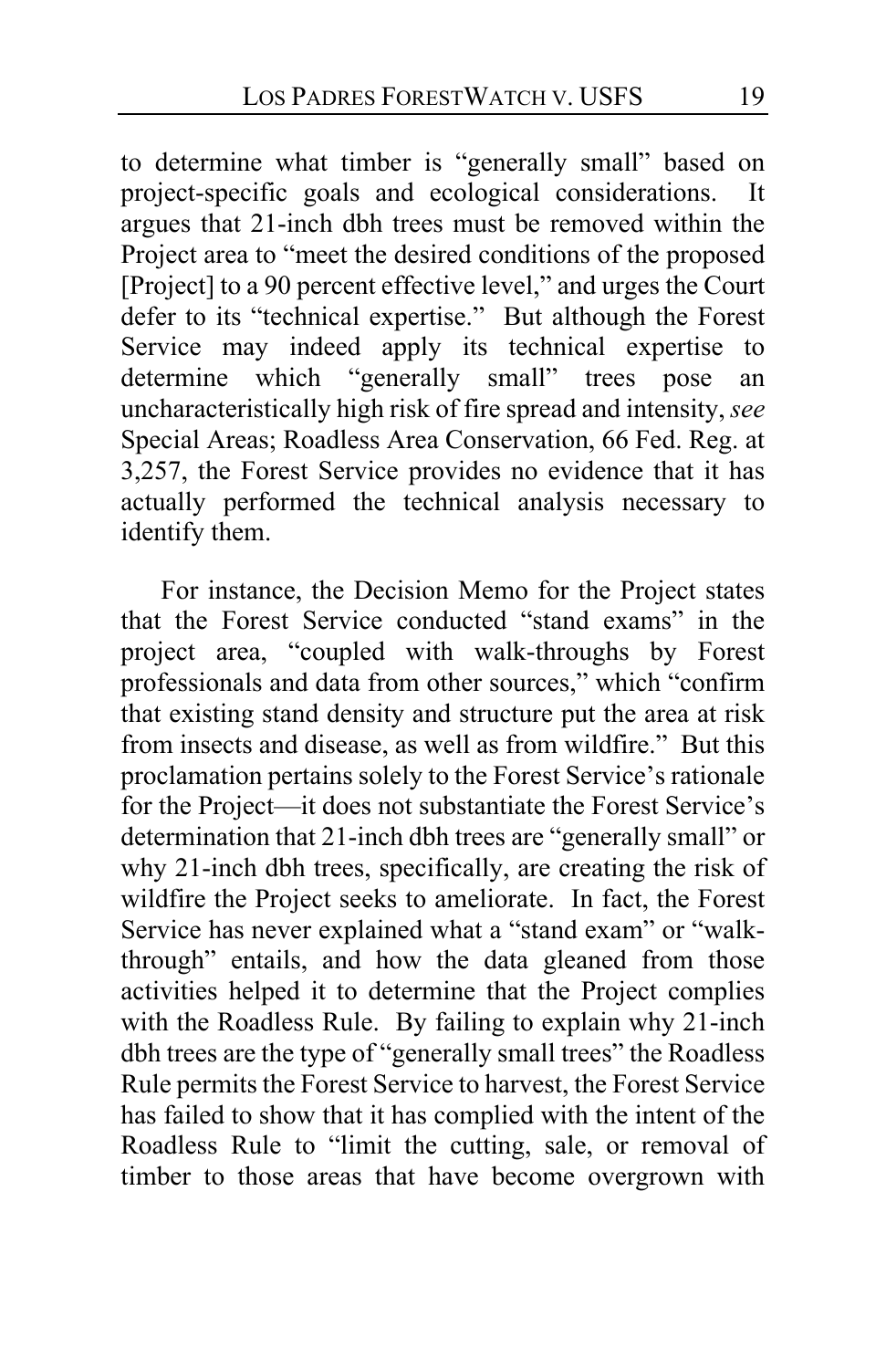to determine what timber is "generally small" based on project-specific goals and ecological considerations. It argues that 21-inch dbh trees must be removed within the Project area to "meet the desired conditions of the proposed [Project] to a 90 percent effective level," and urges the Court defer to its "technical expertise." But although the Forest Service may indeed apply its technical expertise to determine which "generally small" trees pose an uncharacteristically high risk of fire spread and intensity, *see* Special Areas; Roadless Area Conservation, 66 Fed. Reg. at 3,257, the Forest Service provides no evidence that it has actually performed the technical analysis necessary to identify them.

For instance, the Decision Memo for the Project states that the Forest Service conducted "stand exams" in the project area, "coupled with walk-throughs by Forest professionals and data from other sources," which "confirm that existing stand density and structure put the area at risk from insects and disease, as well as from wildfire." But this proclamation pertains solely to the Forest Service's rationale for the Project—it does not substantiate the Forest Service's determination that 21-inch dbh trees are "generally small" or why 21-inch dbh trees, specifically, are creating the risk of wildfire the Project seeks to ameliorate. In fact, the Forest Service has never explained what a "stand exam" or "walk-through" entails, and how the data gleaned from those activities helped it to determine that the Project complies with the Roadless Rule. By failing to explain why 21-inch dbh trees are the type of "generally small trees" the Roadless Rule permits the Forest Service to harvest, the Forest Service has failed to show that it has complied with the intent of the Roadless Rule to "limit the cutting, sale, or removal of timber to those areas that have become overgrown with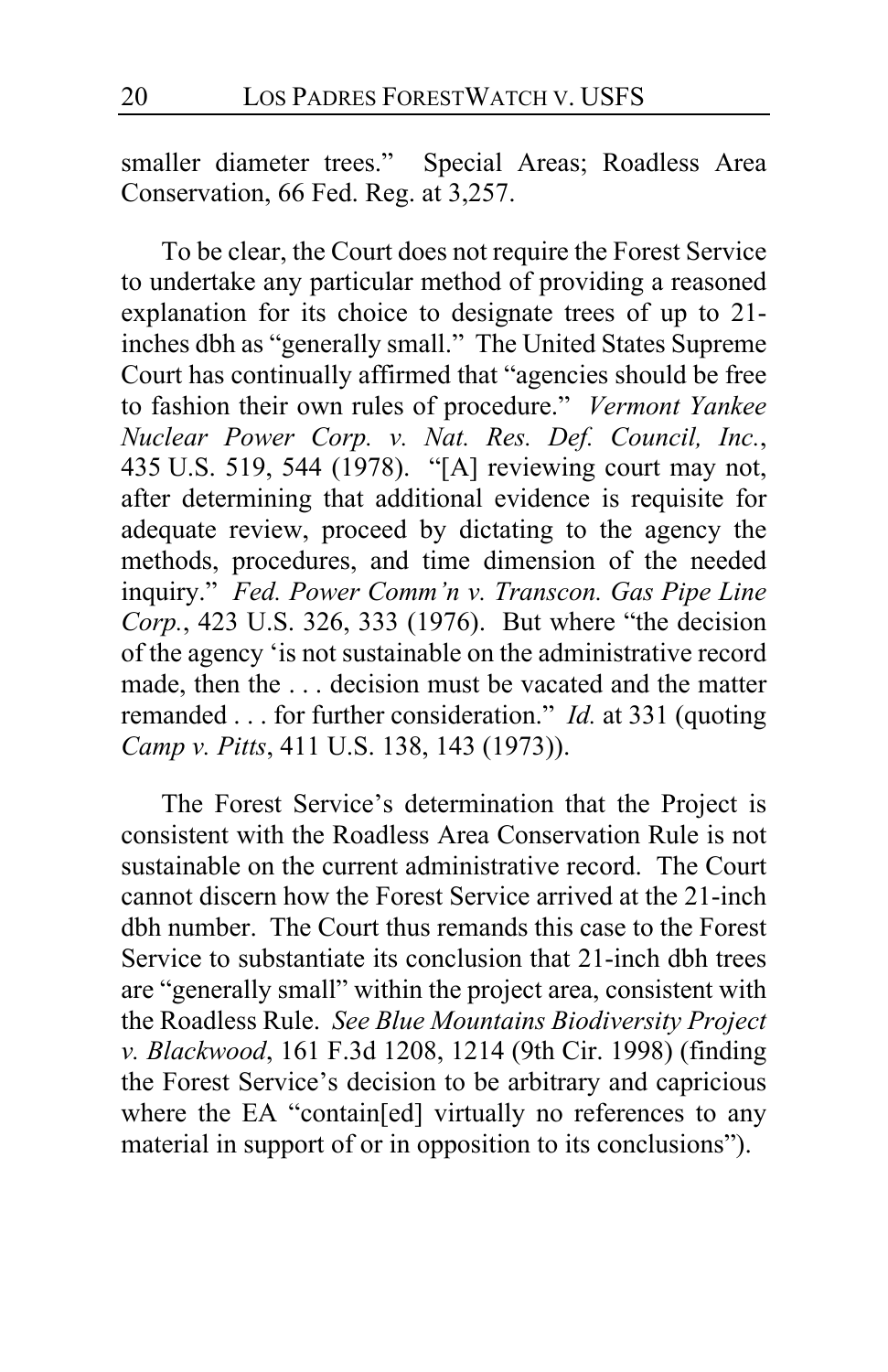smaller diameter trees." Special Areas; Roadless Area Conservation, 66 Fed. Reg. at 3,257.

To be clear, the Court does not require the Forest Service to undertake any particular method of providing a reasoned explanation for its choice to designate trees of up to 21-inches dbh as "generally small." The United States Supreme Court has continually affirmed that "agencies should be free to fashion their own rules of procedure." *Vermont Yankee Nuclear Power Corp. v. Nat. Res. Def. Council, Inc.*, 435 U.S. 519, 544 (1978). "[A] reviewing court may not, after determining that additional evidence is requisite for adequate review, proceed by dictating to the agency the methods, procedures, and time dimension of the needed inquiry." *Fed. Power Comm'n v. Transcon. Gas Pipe Line Corp.*, 423 U.S. 326, 333 (1976). But where "the decision of the agency 'is not sustainable on the administrative record made, then the . . . decision must be vacated and the matter remanded . . . for further consideration." *Id.* at 331 (quoting *Camp v. Pitts*, 411 U.S. 138, 143 (1973)).

The Forest Service's determination that the Project is consistent with the Roadless Area Conservation Rule is not sustainable on the current administrative record. The Court cannot discern how the Forest Service arrived at the 21-inch dbh number. The Court thus remands this case to the Forest Service to substantiate its conclusion that 21-inch dbh trees are "generally small" within the project area, consistent with the Roadless Rule. *See Blue Mountains Biodiversity Project v. Blackwood*, 161 F.3d 1208, 1214 (9th Cir. 1998) (finding the Forest Service's decision to be arbitrary and capricious where the EA "contain[ed] virtually no references to any material in support of or in opposition to its conclusions").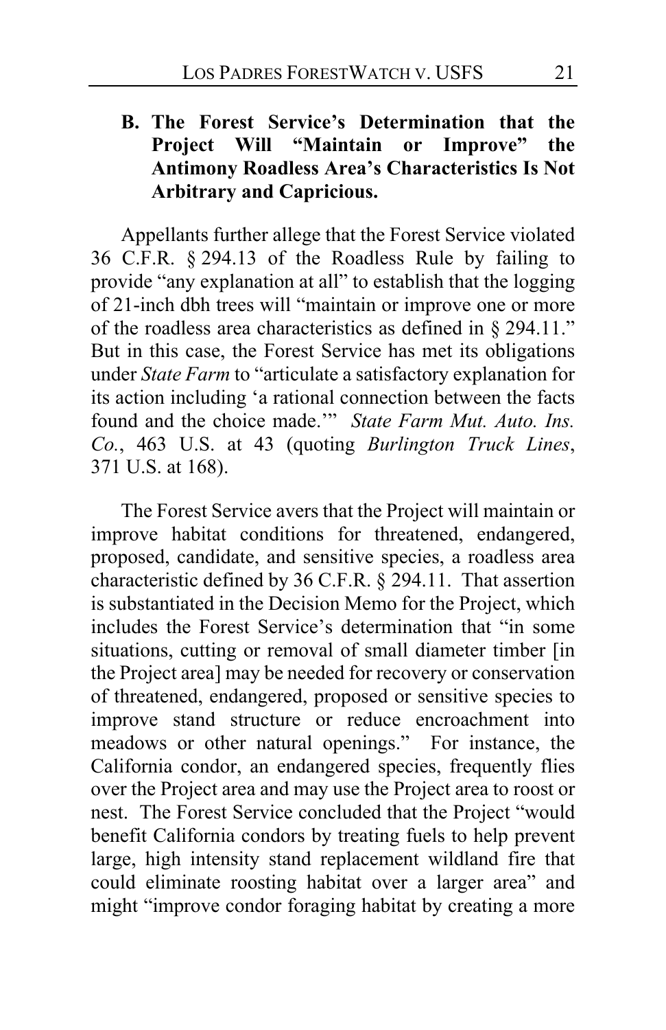### B. The Forest Service's Determination that the Project Will "Maintain or Improve" the Antimony Roadless Area's Characteristics Is Not Arbitrary and Capricious.

Appellants further allege that the Forest Service violated 36 C.F.R. § 294.13 of the Roadless Rule by failing to provide "any explanation at all" to establish that the logging of 21-inch dbh trees will "maintain or improve one or more of the roadless area characteristics as defined in § 294.11." But in this case, the Forest Service has met its obligations under *State Farm* to "articulate a satisfactory explanation for its action including 'a rational connection between the facts found and the choice made.'" *State Farm Mut. Auto. Ins. Co.*, 463 U.S. at 43 (quoting *Burlington Truck Lines*, 371 U.S. at 168).

The Forest Service avers that the Project will maintain or improve habitat conditions for threatened, endangered, proposed, candidate, and sensitive species, a roadless area characteristic defined by 36 C.F.R. § 294.11. That assertion is substantiated in the Decision Memo for the Project, which includes the Forest Service's determination that "in some situations, cutting or removal of small diameter timber [in the Project area] may be needed for recovery or conservation of threatened, endangered, proposed or sensitive species to improve stand structure or reduce encroachment into meadows or other natural openings." For instance, the California condor, an endangered species, frequently flies over the Project area and may use the Project area to roost or nest. The Forest Service concluded that the Project "would benefit California condors by treating fuels to help prevent large, high intensity stand replacement wildland fire that could eliminate roosting habitat over a larger area" and might "improve condor foraging habitat by creating a more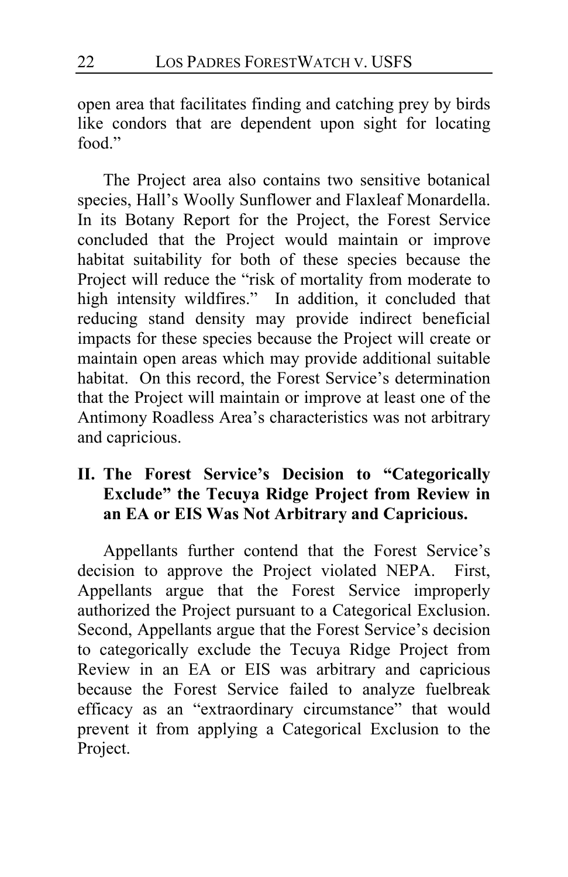open area that facilitates finding and catching prey by birds like condors that are dependent upon sight for locating food."

The Project area also contains two sensitive botanical species, Hall's Woolly Sunflower and Flaxleaf Monardella. In its Botany Report for the Project, the Forest Service concluded that the Project would maintain or improve habitat suitability for both of these species because the Project will reduce the "risk of mortality from moderate to high intensity wildfires." In addition, it concluded that reducing stand density may provide indirect beneficial impacts for these species because the Project will create or maintain open areas which may provide additional suitable habitat. On this record, the Forest Service's determination that the Project will maintain or improve at least one of the Antimony Roadless Area's characteristics was not arbitrary and capricious.

## II. The Forest Service's Decision to "Categorically Exclude" the Tecuya Ridge Project from Review in an EA or EIS Was Not Arbitrary and Capricious.

Appellants further contend that the Forest Service's decision to approve the Project violated NEPA. First, Appellants argue that the Forest Service improperly authorized the Project pursuant to a Categorical Exclusion. Second, Appellants argue that the Forest Service's decision to categorically exclude the Tecuya Ridge Project from Review in an EA or EIS was arbitrary and capricious because the Forest Service failed to analyze fuelbreak efficacy as an "extraordinary circumstance" that would prevent it from applying a Categorical Exclusion to the Project.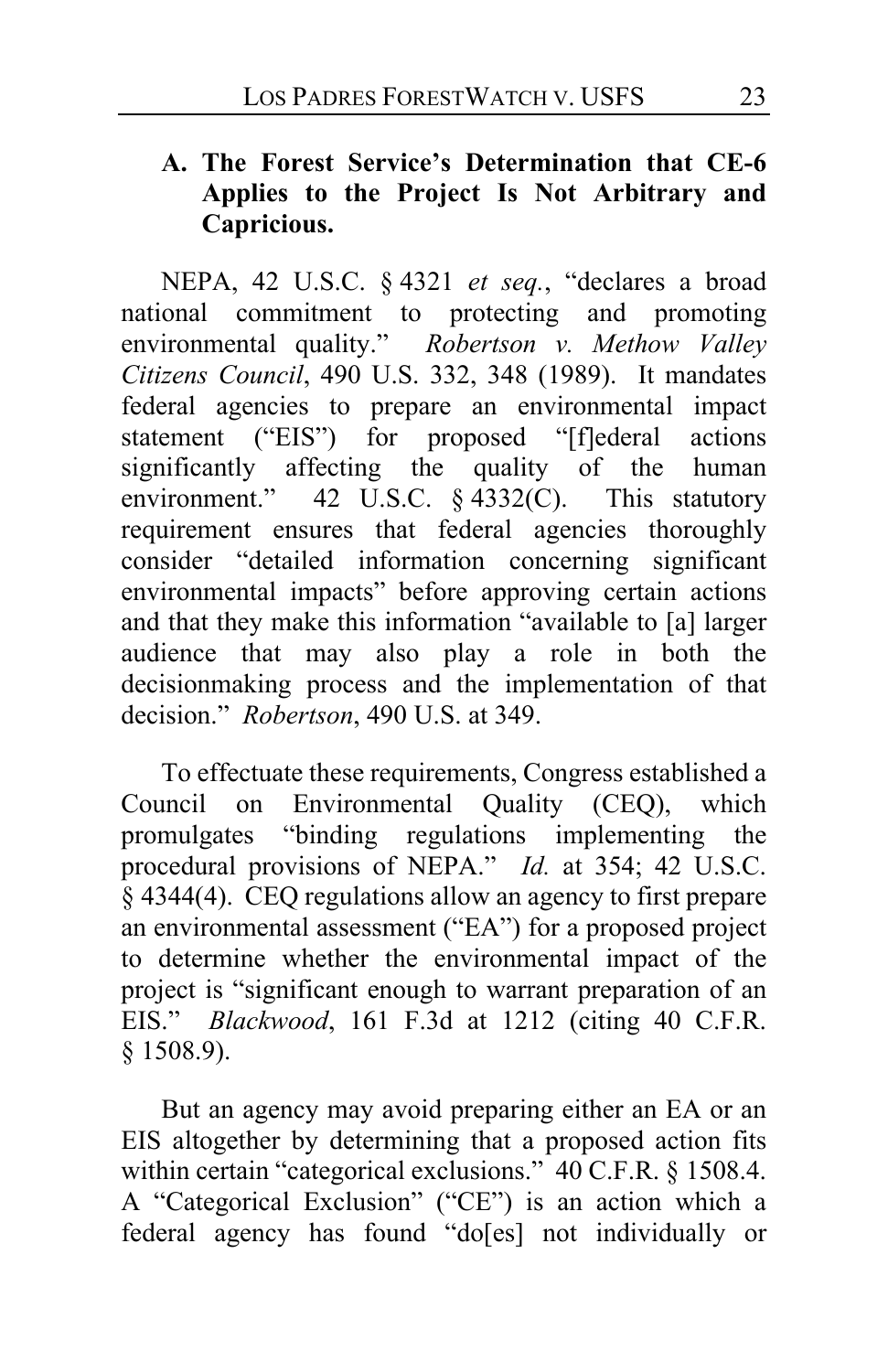### A. The Forest Service's Determination that CE-6 Applies to the Project Is Not Arbitrary and Capricious.

NEPA, 42 U.S.C. § 4321 *et seq.*, "declares a broad national commitment to protecting and promoting environmental quality." *Robertson v. Methow Valley Citizens Council*, 490 U.S. 332, 348 (1989). It mandates federal agencies to prepare an environmental impact statement ("EIS") for proposed "[f]ederal actions significantly affecting the quality of the human environment." 42 U.S.C. § 4332(C). This statutory requirement ensures that federal agencies thoroughly consider "detailed information concerning significant environmental impacts" before approving certain actions and that they make this information "available to [a] larger audience that may also play a role in both the decisionmaking process and the implementation of that decision." *Robertson*, 490 U.S. at 349.

To effectuate these requirements, Congress established a Council on Environmental Quality (CEQ), which promulgates "binding regulations implementing the procedural provisions of NEPA." *Id.* at 354; 42 U.S.C. § 4344(4). CEQ regulations allow an agency to first prepare an environmental assessment ("EA") for a proposed project to determine whether the environmental impact of the project is "significant enough to warrant preparation of an EIS." *Blackwood*, 161 F.3d at 1212 (citing 40 C.F.R. § 1508.9).

But an agency may avoid preparing either an EA or an EIS altogether by determining that a proposed action fits within certain "categorical exclusions." 40 C.F.R. § 1508.4. A "Categorical Exclusion" ("CE") is an action which a federal agency has found "do[es] not individually or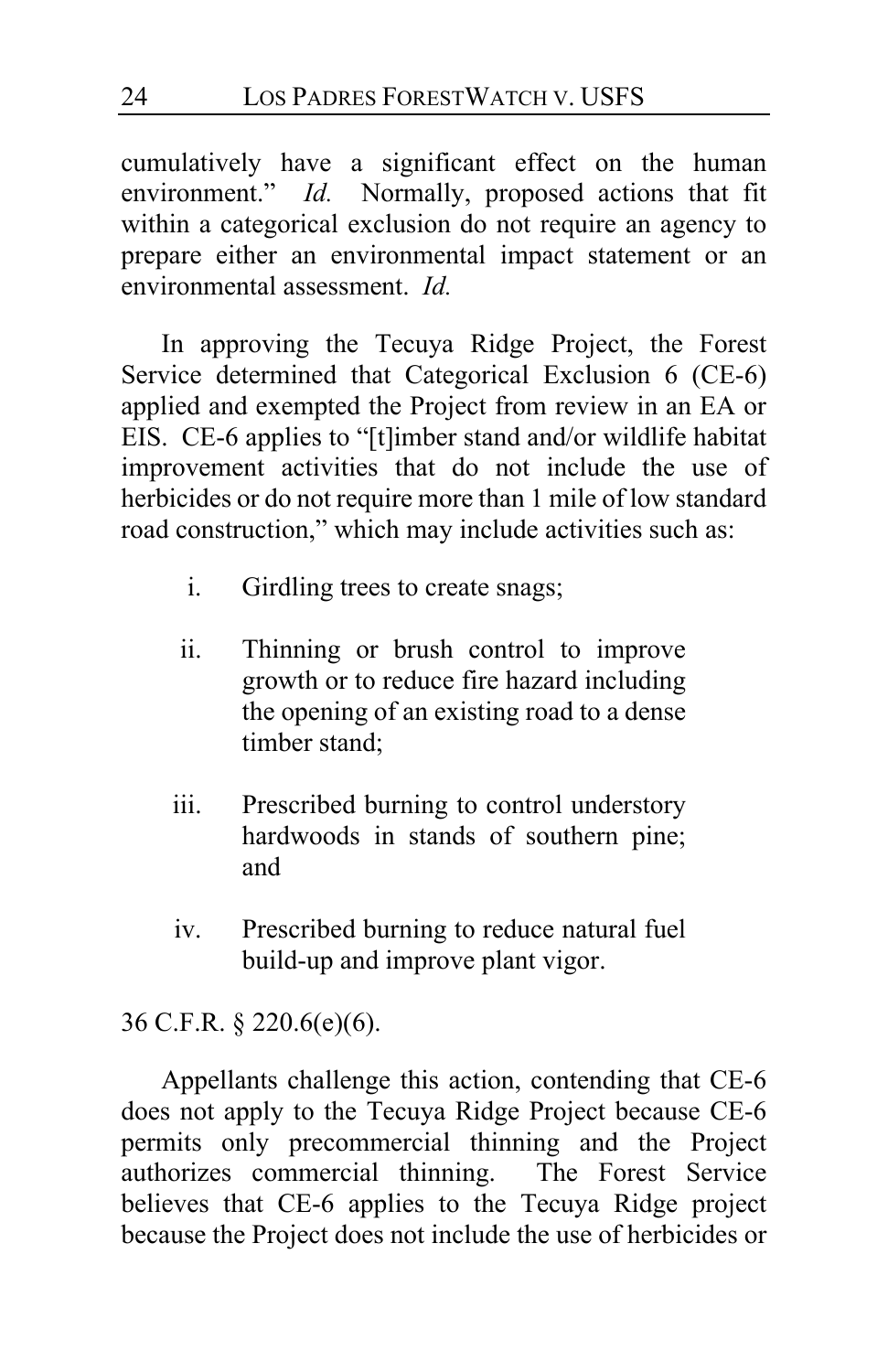cumulatively have a significant effect on the human environment." *Id.* Normally, proposed actions that fit within a categorical exclusion do not require an agency to prepare either an environmental impact statement or an environmental assessment. *Id.*

In approving the Tecuya Ridge Project, the Forest Service determined that Categorical Exclusion 6 (CE-6) applied and exempted the Project from review in an EA or EIS. CE-6 applies to "[t]imber stand and/or wildlife habitat improvement activities that do not include the use of herbicides or do not require more than 1 mile of low standard road construction," which may include activities such as:

i. Girdling trees to create snags;

ii. Thinning or brush control to improve growth or to reduce fire hazard including the opening of an existing road to a dense timber stand;

iii. Prescribed burning to control understory hardwoods in stands of southern pine; and

iv. Prescribed burning to reduce natural fuel build-up and improve plant vigor.

36 C.F.R. § 220.6(e)(6).

Appellants challenge this action, contending that CE-6 does not apply to the Tecuya Ridge Project because CE-6 permits only precommercial thinning and the Project authorizes commercial thinning. The Forest Service believes that CE-6 applies to the Tecuya Ridge project because the Project does not include the use of herbicides or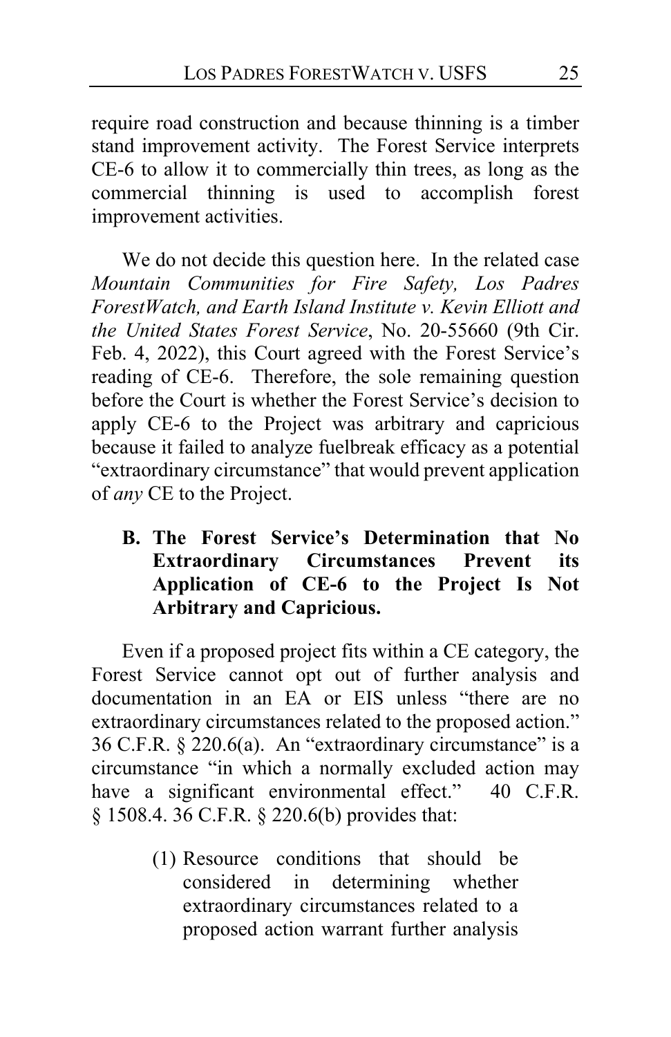require road construction and because thinning is a timber stand improvement activity. The Forest Service interprets CE-6 to allow it to commercially thin trees, as long as the commercial thinning is used to accomplish forest improvement activities.

We do not decide this question here. In the related case *Mountain Communities for Fire Safety, Los Padres ForestWatch, and Earth Island Institute v. Kevin Elliott and the United States Forest Service*, No. 20-55660 (9th Cir. Feb. 4, 2022), this Court agreed with the Forest Service's reading of CE-6. Therefore, the sole remaining question before the Court is whether the Forest Service's decision to apply CE-6 to the Project was arbitrary and capricious because it failed to analyze fuelbreak efficacy as a potential "extraordinary circumstance" that would prevent application of *any* CE to the Project.

### B. The Forest Service's Determination that No Extraordinary Circumstances Prevent its Application of CE-6 to the Project Is Not Arbitrary and Capricious.

Even if a proposed project fits within a CE category, the Forest Service cannot opt out of further analysis and documentation in an EA or EIS unless "there are no extraordinary circumstances related to the proposed action." 36 C.F.R. § 220.6(a). An "extraordinary circumstance" is a circumstance "in which a normally excluded action may have a significant environmental effect." 40 C.F.R. § 1508.4. 36 C.F.R. § 220.6(b) provides that:

> (1) Resource conditions that should be considered in determining whether extraordinary circumstances related to a proposed action warrant further analysis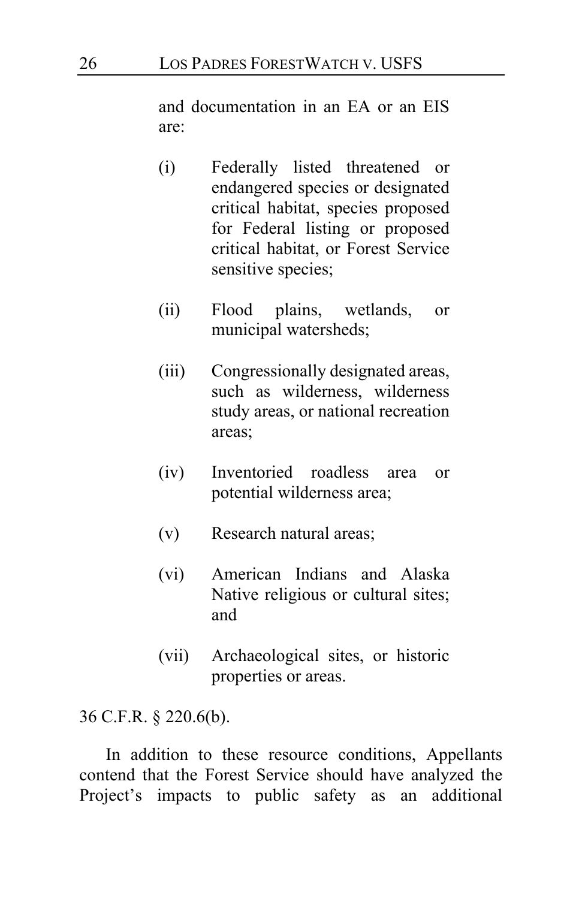and documentation in an EA or an EIS are:

> (i) Federally listed threatened or endangered species or designated critical habitat, species proposed for Federal listing or proposed critical habitat, or Forest Service sensitive species;
>
> (ii) Flood plains, wetlands, or municipal watersheds;
>
> (iii) Congressionally designated areas, such as wilderness, wilderness study areas, or national recreation areas;
>
> (iv) Inventoried roadless area or potential wilderness area;
>
> (v) Research natural areas;
>
> (vi) American Indians and Alaska Native religious or cultural sites; and
>
> (vii) Archaeological sites, or historic properties or areas.

36 C.F.R. § 220.6(b).

In addition to these resource conditions, Appellants contend that the Forest Service should have analyzed the Project's impacts to public safety as an additional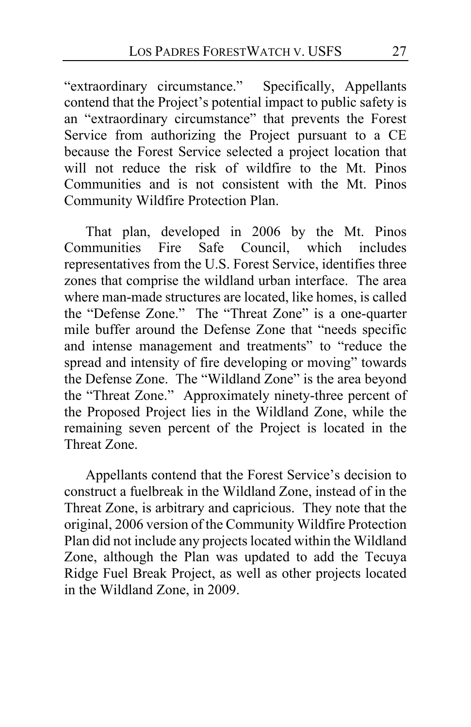"extraordinary circumstance." Specifically, Appellants contend that the Project's potential impact to public safety is an "extraordinary circumstance" that prevents the Forest Service from authorizing the Project pursuant to a CE because the Forest Service selected a project location that will not reduce the risk of wildfire to the Mt. Pinos Communities and is not consistent with the Mt. Pinos Community Wildfire Protection Plan.

That plan, developed in 2006 by the Mt. Pinos Communities Fire Safe Council, which includes representatives from the U.S. Forest Service, identifies three zones that comprise the wildland urban interface. The area where man-made structures are located, like homes, is called the "Defense Zone." The "Threat Zone" is a one-quarter mile buffer around the Defense Zone that "needs specific and intense management and treatments" to "reduce the spread and intensity of fire developing or moving" towards the Defense Zone. The "Wildland Zone" is the area beyond the "Threat Zone." Approximately ninety-three percent of the Proposed Project lies in the Wildland Zone, while the remaining seven percent of the Project is located in the Threat Zone.

Appellants contend that the Forest Service's decision to construct a fuelbreak in the Wildland Zone, instead of in the Threat Zone, is arbitrary and capricious. They note that the original, 2006 version of the Community Wildfire Protection Plan did not include any projects located within the Wildland Zone, although the Plan was updated to add the Tecuya Ridge Fuel Break Project, as well as other projects located in the Wildland Zone, in 2009.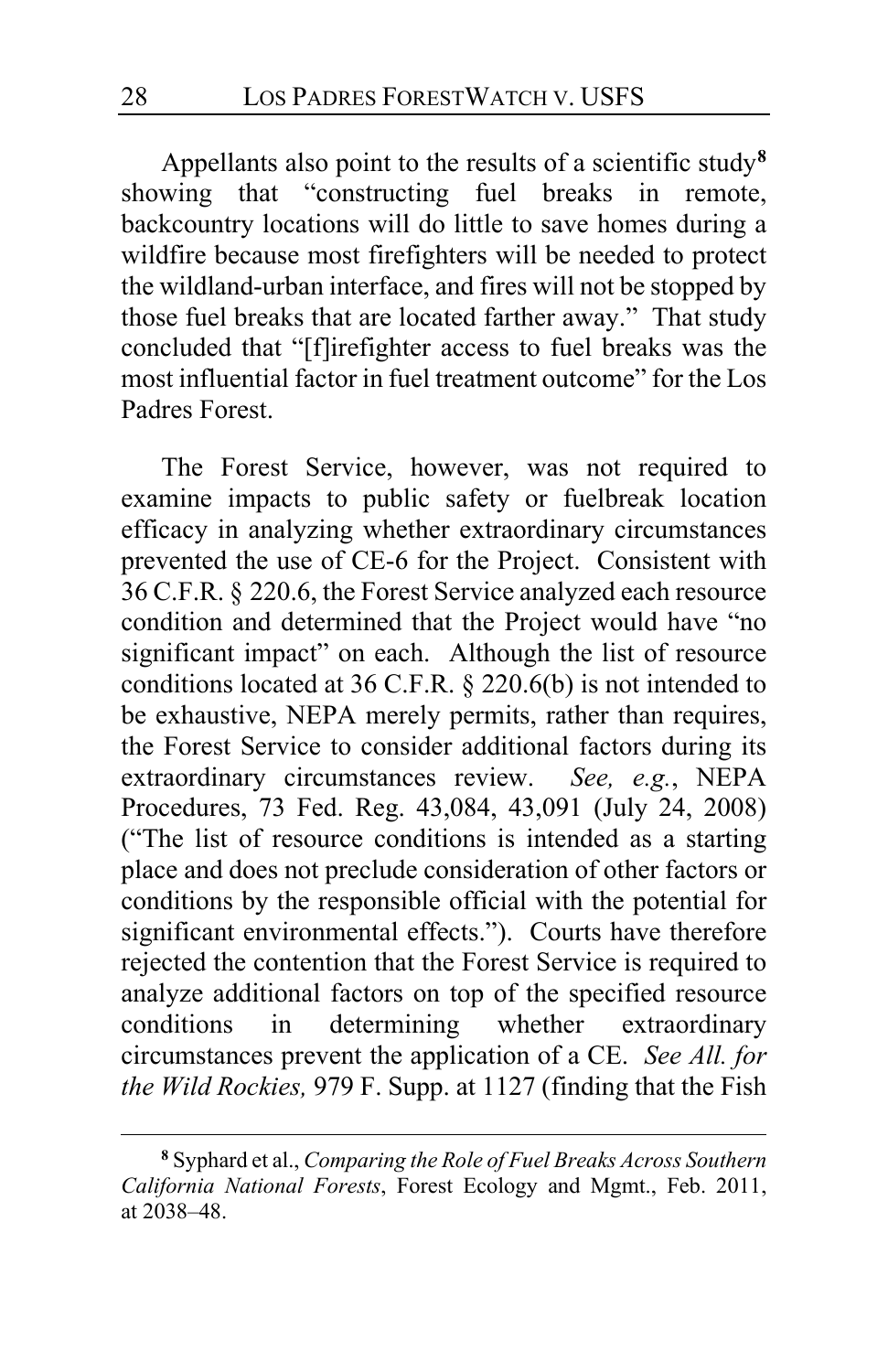Appellants also point to the results of a scientific study[8] showing that "constructing fuel breaks in remote, backcountry locations will do little to save homes during a wildfire because most firefighters will be needed to protect the wildland-urban interface, and fires will not be stopped by those fuel breaks that are located farther away." That study concluded that "[f]irefighter access to fuel breaks was the most influential factor in fuel treatment outcome" for the Los Padres Forest.

The Forest Service, however, was not required to examine impacts to public safety or fuelbreak location efficacy in analyzing whether extraordinary circumstances prevented the use of CE-6 for the Project. Consistent with 36 C.F.R. § 220.6, the Forest Service analyzed each resource condition and determined that the Project would have "no significant impact" on each. Although the list of resource conditions located at 36 C.F.R. § 220.6(b) is not intended to be exhaustive, NEPA merely permits, rather than requires, the Forest Service to consider additional factors during its extraordinary circumstances review. *See, e.g.*, NEPA Procedures, 73 Fed. Reg. 43,084, 43,091 (July 24, 2008) ("The list of resource conditions is intended as a starting place and does not preclude consideration of other factors or conditions by the responsible official with the potential for significant environmental effects."). Courts have therefore rejected the contention that the Forest Service is required to analyze additional factors on top of the specified resource conditions in determining whether extraordinary circumstances prevent the application of a CE. *See All. for the Wild Rockies,* 979 F. Supp. at 1127 (finding that the Fish

[8] Syphard et al., *Comparing the Role of Fuel Breaks Across Southern California National Forests*, Forest Ecology and Mgmt., Feb. 2011, at 2038–48.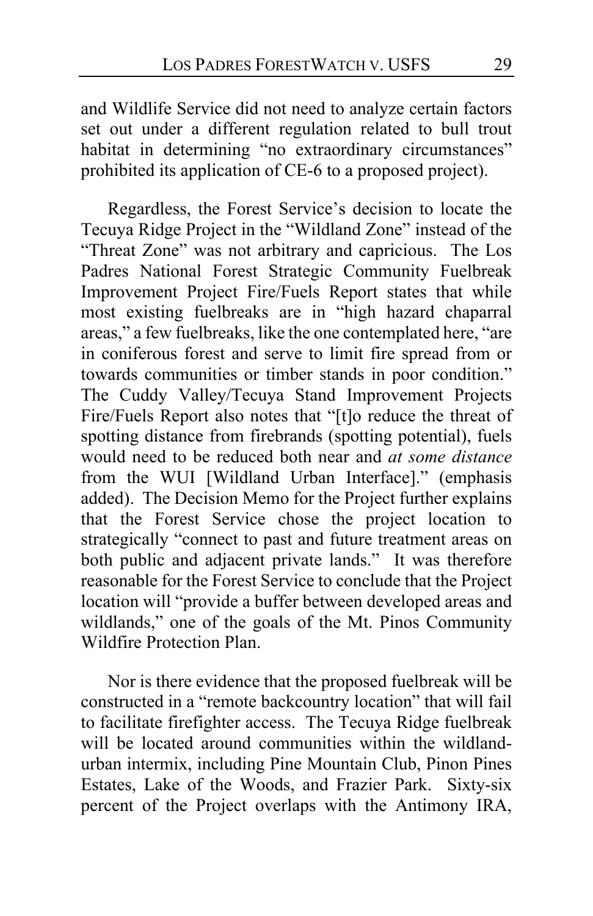and Wildlife Service did not need to analyze certain factors set out under a different regulation related to bull trout habitat in determining "no extraordinary circumstances" prohibited its application of CE-6 to a proposed project).

Regardless, the Forest Service's decision to locate the Tecuya Ridge Project in the "Wildland Zone" instead of the "Threat Zone" was not arbitrary and capricious. The Los Padres National Forest Strategic Community Fuelbreak Improvement Project Fire/Fuels Report states that while most existing fuelbreaks are in "high hazard chaparral areas," a few fuelbreaks, like the one contemplated here, "are in coniferous forest and serve to limit fire spread from or towards communities or timber stands in poor condition." The Cuddy Valley/Tecuya Stand Improvement Projects Fire/Fuels Report also notes that "[t]o reduce the threat of spotting distance from firebrands (spotting potential), fuels would need to be reduced both near and *at some distance* from the WUI [Wildland Urban Interface]." (emphasis added). The Decision Memo for the Project further explains that the Forest Service chose the project location to strategically "connect to past and future treatment areas on both public and adjacent private lands." It was therefore reasonable for the Forest Service to conclude that the Project location will "provide a buffer between developed areas and wildlands," one of the goals of the Mt. Pinos Community Wildfire Protection Plan.

Nor is there evidence that the proposed fuelbreak will be constructed in a "remote backcountry location" that will fail to facilitate firefighter access. The Tecuya Ridge fuelbreak will be located around communities within the wildland-urban intermix, including Pine Mountain Club, Pinon Pines Estates, Lake of the Woods, and Frazier Park. Sixty-six percent of the Project overlaps with the Antimony IRA,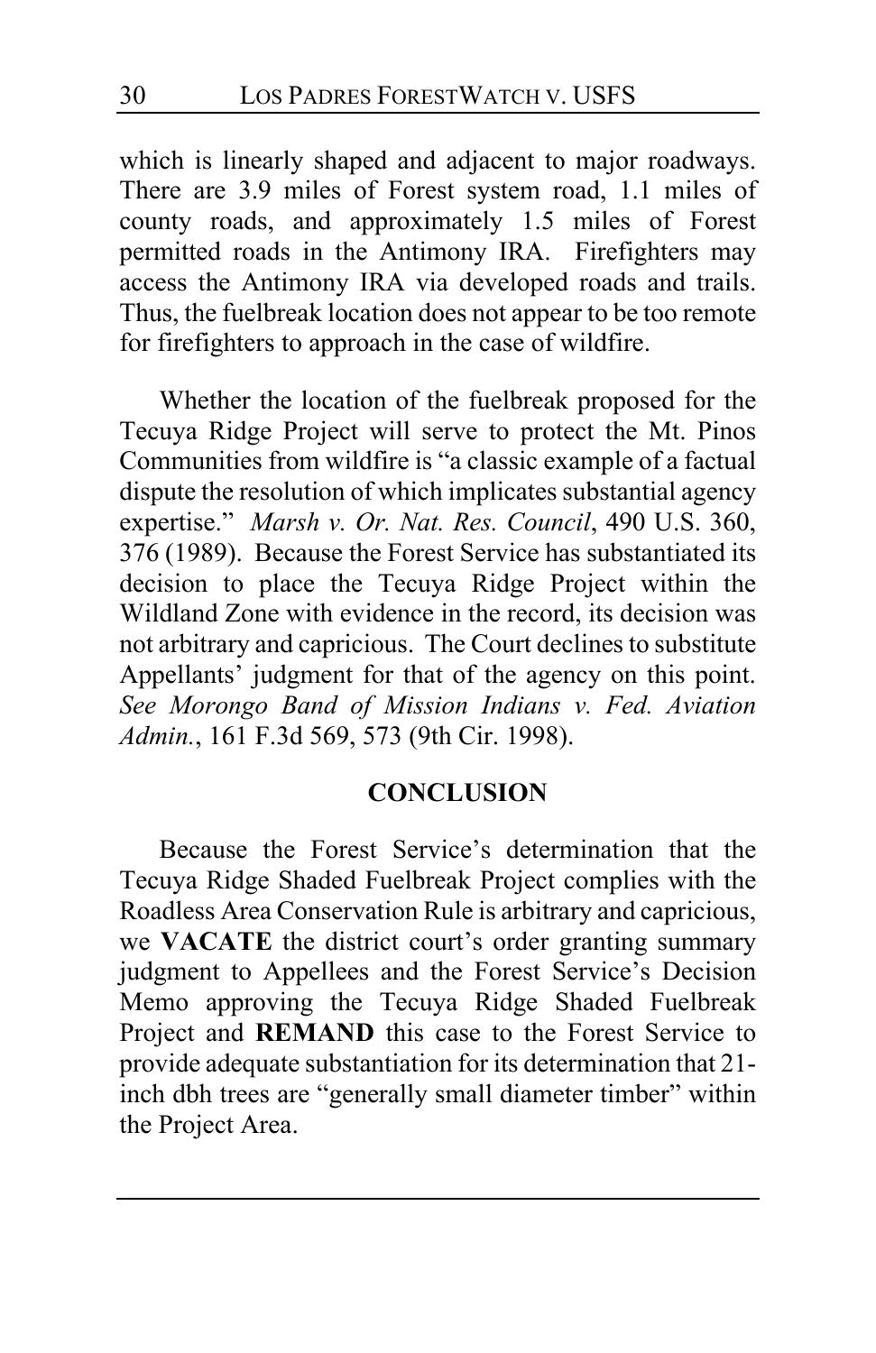which is linearly shaped and adjacent to major roadways. There are 3.9 miles of Forest system road, 1.1 miles of county roads, and approximately 1.5 miles of Forest permitted roads in the Antimony IRA. Firefighters may access the Antimony IRA via developed roads and trails. Thus, the fuelbreak location does not appear to be too remote for firefighters to approach in the case of wildfire.

Whether the location of the fuelbreak proposed for the Tecuya Ridge Project will serve to protect the Mt. Pinos Communities from wildfire is "a classic example of a factual dispute the resolution of which implicates substantial agency expertise." *Marsh v. Or. Nat. Res. Council*, 490 U.S. 360, 376 (1989). Because the Forest Service has substantiated its decision to place the Tecuya Ridge Project within the Wildland Zone with evidence in the record, its decision was not arbitrary and capricious. The Court declines to substitute Appellants' judgment for that of the agency on this point. *See Morongo Band of Mission Indians v. Fed. Aviation Admin.*, 161 F.3d 569, 573 (9th Cir. 1998).

## CONCLUSION

Because the Forest Service's determination that the Tecuya Ridge Shaded Fuelbreak Project complies with the Roadless Area Conservation Rule is arbitrary and capricious, we **VACATE** the district court's order granting summary judgment to Appellees and the Forest Service's Decision Memo approving the Tecuya Ridge Shaded Fuelbreak Project and **REMAND** this case to the Forest Service to provide adequate substantiation for its determination that 21-inch dbh trees are "generally small diameter timber" within the Project Area.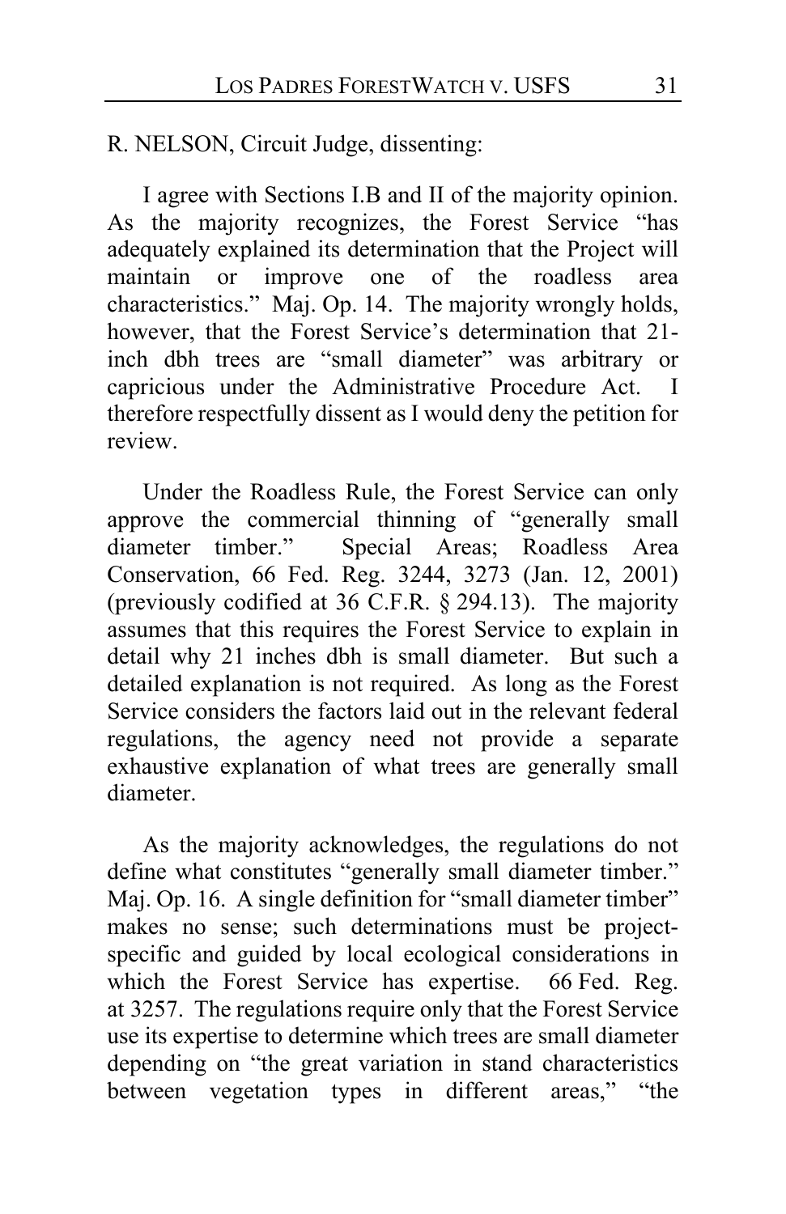R. NELSON, Circuit Judge, dissenting:

I agree with Sections I.B and II of the majority opinion. As the majority recognizes, the Forest Service "has adequately explained its determination that the Project will maintain or improve one of the roadless area characteristics." Maj. Op. 14. The majority wrongly holds, however, that the Forest Service's determination that 21-inch dbh trees are "small diameter" was arbitrary or capricious under the Administrative Procedure Act. I therefore respectfully dissent as I would deny the petition for review.

Under the Roadless Rule, the Forest Service can only approve the commercial thinning of "generally small diameter timber." Special Areas; Roadless Area Conservation, 66 Fed. Reg. 3244, 3273 (Jan. 12, 2001) (previously codified at 36 C.F.R. § 294.13). The majority assumes that this requires the Forest Service to explain in detail why 21 inches dbh is small diameter. But such a detailed explanation is not required. As long as the Forest Service considers the factors laid out in the relevant federal regulations, the agency need not provide a separate exhaustive explanation of what trees are generally small diameter.

As the majority acknowledges, the regulations do not define what constitutes "generally small diameter timber." Maj. Op. 16. A single definition for "small diameter timber" makes no sense; such determinations must be project-specific and guided by local ecological considerations in which the Forest Service has expertise. 66 Fed. Reg. at 3257. The regulations require only that the Forest Service use its expertise to determine which trees are small diameter depending on "the great variation in stand characteristics between vegetation types in different areas," "the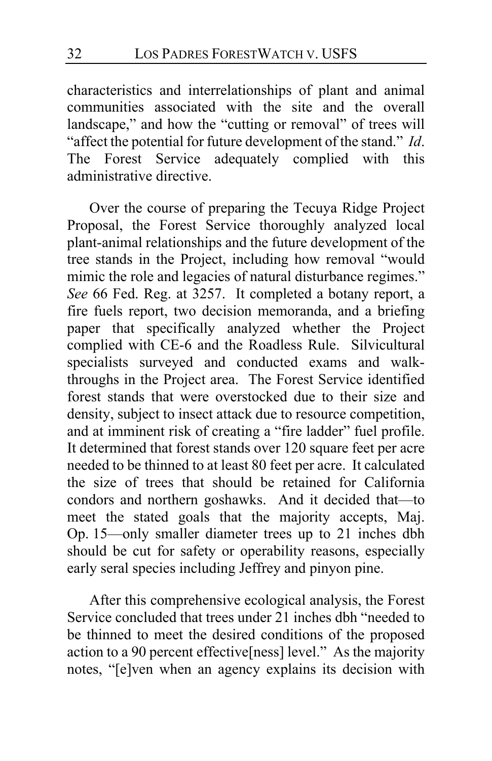characteristics and interrelationships of plant and animal communities associated with the site and the overall landscape," and how the "cutting or removal" of trees will "affect the potential for future development of the stand." *Id*. The Forest Service adequately complied with this administrative directive.

Over the course of preparing the Tecuya Ridge Project Proposal, the Forest Service thoroughly analyzed local plant-animal relationships and the future development of the tree stands in the Project, including how removal "would mimic the role and legacies of natural disturbance regimes." *See* 66 Fed. Reg. at 3257. It completed a botany report, a fire fuels report, two decision memoranda, and a briefing paper that specifically analyzed whether the Project complied with CE-6 and the Roadless Rule. Silvicultural specialists surveyed and conducted exams and walk-throughs in the Project area. The Forest Service identified forest stands that were overstocked due to their size and density, subject to insect attack due to resource competition, and at imminent risk of creating a "fire ladder" fuel profile. It determined that forest stands over 120 square feet per acre needed to be thinned to at least 80 feet per acre. It calculated the size of trees that should be retained for California condors and northern goshawks. And it decided that—to meet the stated goals that the majority accepts, Maj. Op. 15—only smaller diameter trees up to 21 inches dbh should be cut for safety or operability reasons, especially early seral species including Jeffrey and pinyon pine.

After this comprehensive ecological analysis, the Forest Service concluded that trees under 21 inches dbh "needed to be thinned to meet the desired conditions of the proposed action to a 90 percent effective[ness] level." As the majority notes, "[e]ven when an agency explains its decision with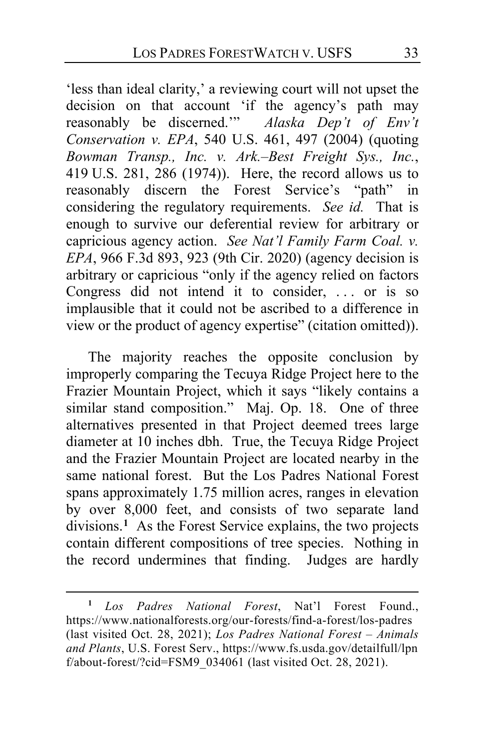'less than ideal clarity,' a reviewing court will not upset the decision on that account 'if the agency's path may reasonably be discerned.'" *Alaska Dep't of Env't Conservation v. EPA*, 540 U.S. 461, 497 (2004) (quoting *Bowman Transp., Inc. v. Ark.–Best Freight Sys., Inc.*, 419 U.S. 281, 286 (1974)). Here, the record allows us to reasonably discern the Forest Service's "path" in considering the regulatory requirements. *See id.* That is enough to survive our deferential review for arbitrary or capricious agency action. *See Nat'l Family Farm Coal. v. EPA*, 966 F.3d 893, 923 (9th Cir. 2020) (agency decision is arbitrary or capricious "only if the agency relied on factors Congress did not intend it to consider, . . . or is so implausible that it could not be ascribed to a difference in view or the product of agency expertise" (citation omitted)).

The majority reaches the opposite conclusion by improperly comparing the Tecuya Ridge Project here to the Frazier Mountain Project, which it says "likely contains a similar stand composition." Maj. Op. 18. One of three alternatives presented in that Project deemed trees large diameter at 10 inches dbh. True, the Tecuya Ridge Project and the Frazier Mountain Project are located nearby in the same national forest. But the Los Padres National Forest spans approximately 1.75 million acres, ranges in elevation by over 8,000 feet, and consists of two separate land divisions.[1] As the Forest Service explains, the two projects contain different compositions of tree species. Nothing in the record undermines that finding. Judges are hardly

[1] *Los Padres National Forest*, Nat'l Forest Found., https://www.nationalforests.org/our-forests/find-a-forest/los-padres (last visited Oct. 28, 2021); *Los Padres National Forest – Animals and Plants*, U.S. Forest Serv., https://www.fs.usda.gov/detailfull/lpnf/about-forest/?cid=FSM9_034061 (last visited Oct. 28, 2021).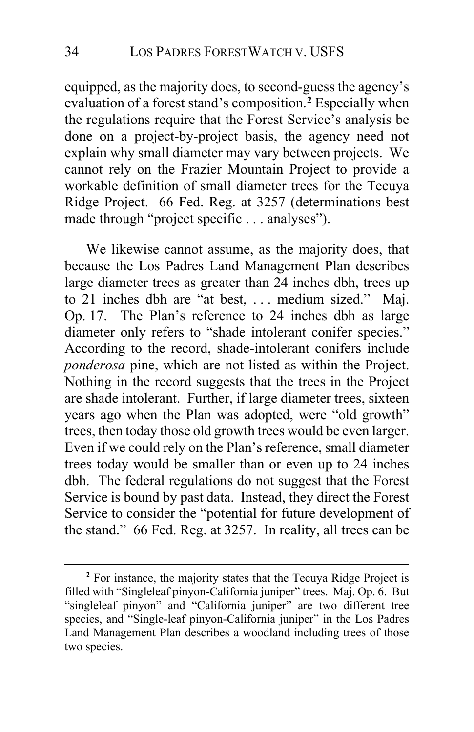equipped, as the majority does, to second-guess the agency's evaluation of a forest stand's composition.[2] Especially when the regulations require that the Forest Service's analysis be done on a project-by-project basis, the agency need not explain why small diameter may vary between projects. We cannot rely on the Frazier Mountain Project to provide a workable definition of small diameter trees for the Tecuya Ridge Project. 66 Fed. Reg. at 3257 (determinations best made through "project specific . . . analyses").

We likewise cannot assume, as the majority does, that because the Los Padres Land Management Plan describes large diameter trees as greater than 24 inches dbh, trees up to 21 inches dbh are "at best, . . . medium sized." Maj. Op. 17. The Plan's reference to 24 inches dbh as large diameter only refers to "shade intolerant conifer species." According to the record, shade-intolerant conifers include *ponderosa* pine, which are not listed as within the Project. Nothing in the record suggests that the trees in the Project are shade intolerant. Further, if large diameter trees, sixteen years ago when the Plan was adopted, were "old growth" trees, then today those old growth trees would be even larger. Even if we could rely on the Plan's reference, small diameter trees today would be smaller than or even up to 24 inches dbh. The federal regulations do not suggest that the Forest Service is bound by past data. Instead, they direct the Forest Service to consider the "potential for future development of the stand." 66 Fed. Reg. at 3257. In reality, all trees can be

---

[2] For instance, the majority states that the Tecuya Ridge Project is filled with "Singleleaf pinyon-California juniper" trees. Maj. Op. 6. But "singleleaf pinyon" and "California juniper" are two different tree species, and "Single-leaf pinyon-California juniper" in the Los Padres Land Management Plan describes a woodland including trees of those two species.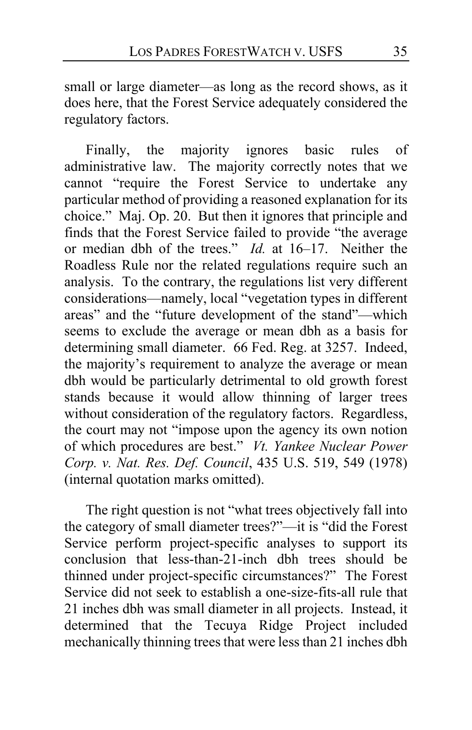small or large diameter—as long as the record shows, as it does here, that the Forest Service adequately considered the regulatory factors.

Finally, the majority ignores basic rules of administrative law. The majority correctly notes that we cannot "require the Forest Service to undertake any particular method of providing a reasoned explanation for its choice." Maj. Op. 20. But then it ignores that principle and finds that the Forest Service failed to provide "the average or median dbh of the trees." *Id.* at 16–17. Neither the Roadless Rule nor the related regulations require such an analysis. To the contrary, the regulations list very different considerations—namely, local "vegetation types in different areas" and the "future development of the stand"—which seems to exclude the average or mean dbh as a basis for determining small diameter. 66 Fed. Reg. at 3257. Indeed, the majority's requirement to analyze the average or mean dbh would be particularly detrimental to old growth forest stands because it would allow thinning of larger trees without consideration of the regulatory factors. Regardless, the court may not "impose upon the agency its own notion of which procedures are best." *Vt. Yankee Nuclear Power Corp. v. Nat. Res. Def. Council*, 435 U.S. 519, 549 (1978) (internal quotation marks omitted).

The right question is not "what trees objectively fall into the category of small diameter trees?"—it is "did the Forest Service perform project-specific analyses to support its conclusion that less-than-21-inch dbh trees should be thinned under project-specific circumstances?" The Forest Service did not seek to establish a one-size-fits-all rule that 21 inches dbh was small diameter in all projects. Instead, it determined that the Tecuya Ridge Project included mechanically thinning trees that were less than 21 inches dbh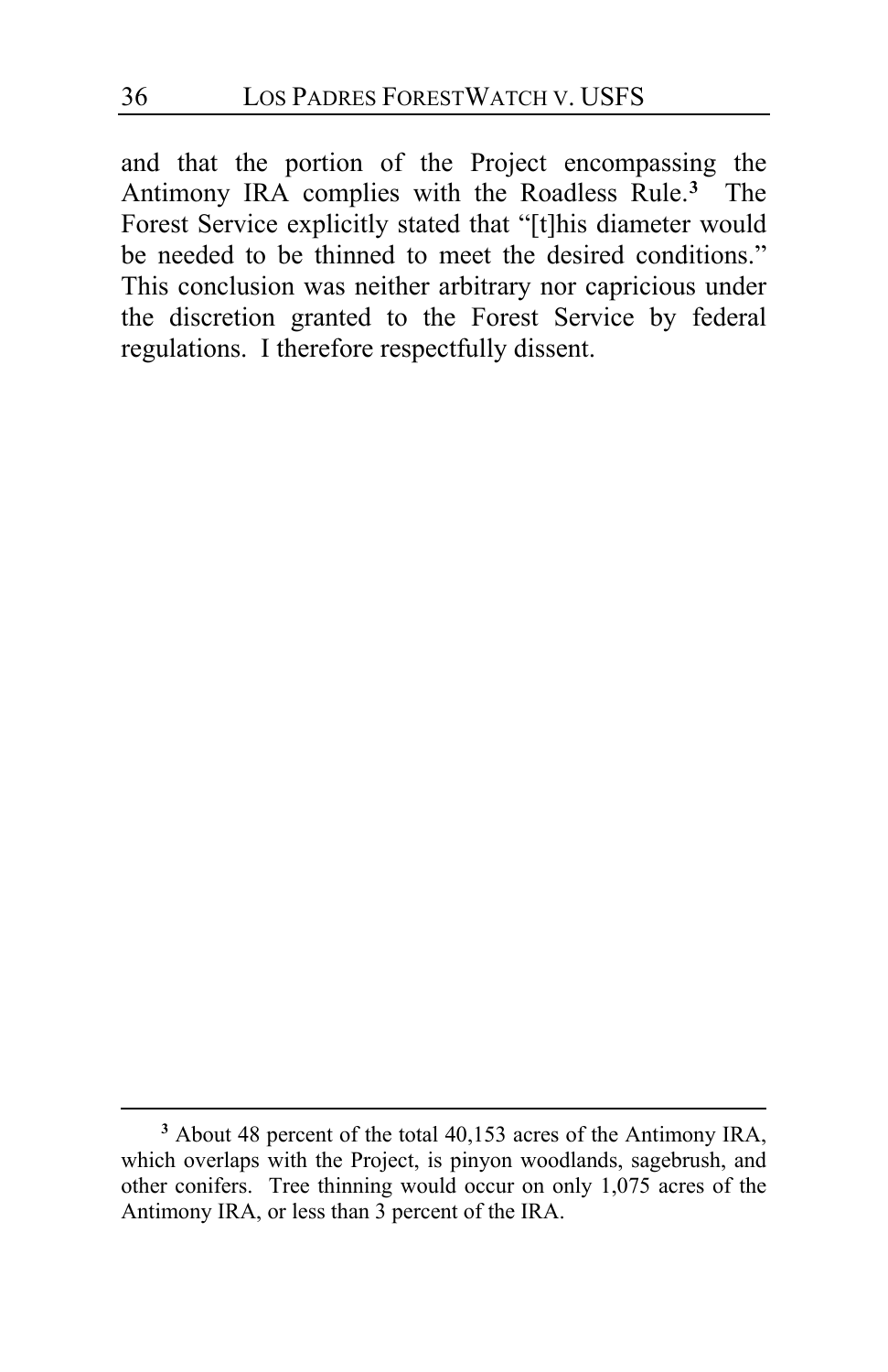and that the portion of the Project encompassing the Antimony IRA complies with the Roadless Rule.[3] The Forest Service explicitly stated that "[t]his diameter would be needed to be thinned to meet the desired conditions." This conclusion was neither arbitrary nor capricious under the discretion granted to the Forest Service by federal regulations. I therefore respectfully dissent.

---

[3] About 48 percent of the total 40,153 acres of the Antimony IRA, which overlaps with the Project, is pinyon woodlands, sagebrush, and other conifers. Tree thinning would occur on only 1,075 acres of the Antimony IRA, or less than 3 percent of the IRA.